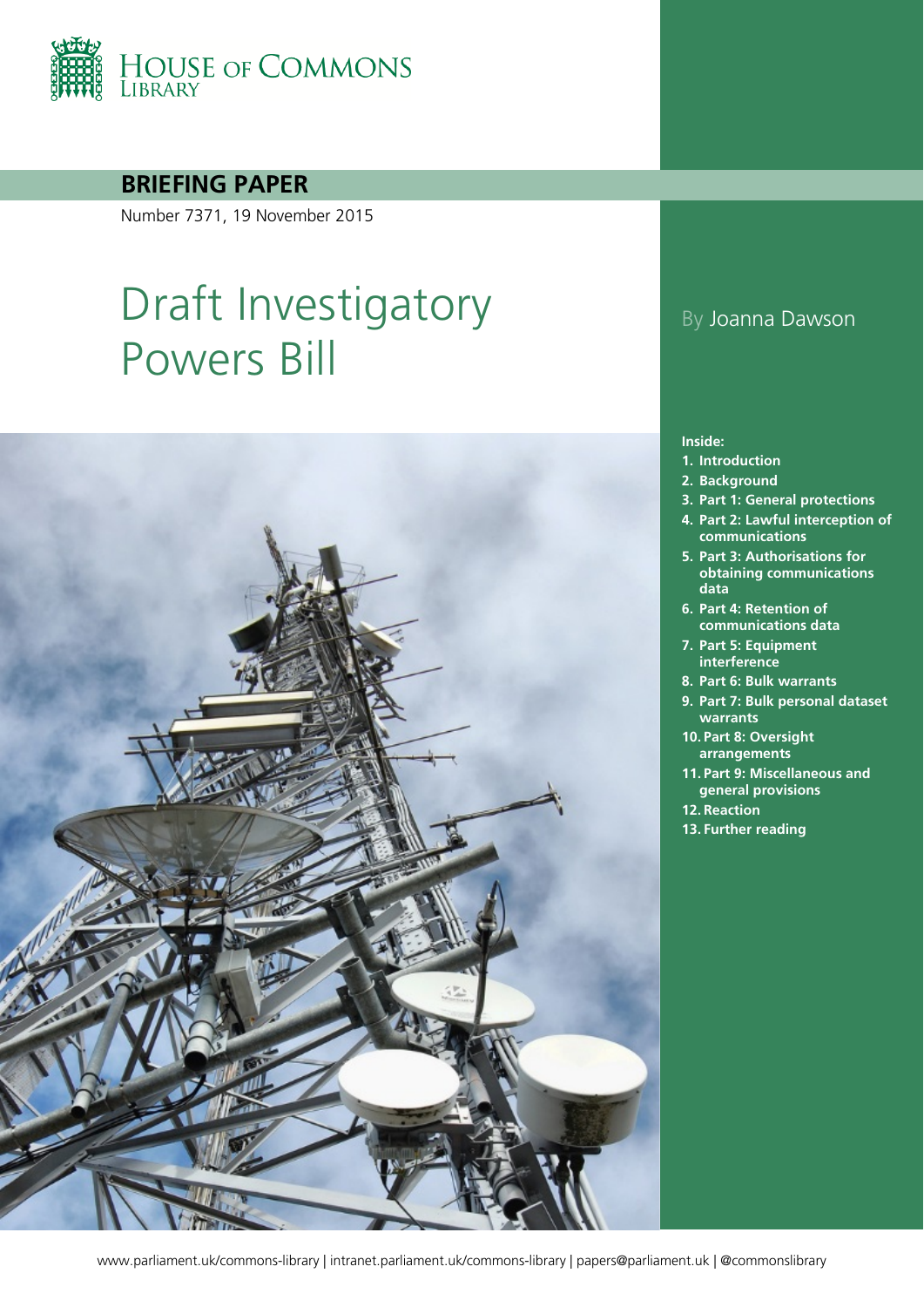HOUSE OF COMMONS LIBRARY

**BRIEFING PAPER**

Number 7371, 19 November 2015

# Draft Investigatory Powers Bill

By Joanna Dawson

**Inside:**

1. Introduction
2. Background
3. Part 1: General protections
4. Part 2: Lawful interception of communications
5. Part 3: Authorisations for obtaining communications data
6. Part 4: Retention of communications data
7. Part 5: Equipment interference
8. Part 6: Bulk warrants
9. Part 7: Bulk personal dataset warrants
10. Part 8: Oversight arrangements
11. Part 9: Miscellaneous and general provisions
12. Reaction
13. Further reading

www.parliament.uk/commons-library | intranet.parliament.uk/commons-library | papers@parliament.uk | @commonslibrary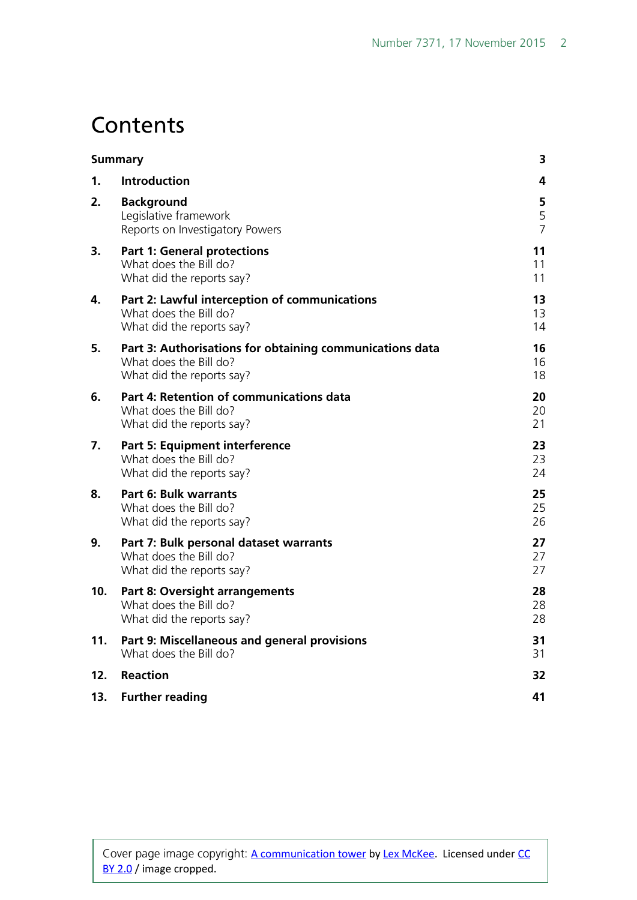# Contents

| | | |
|---|---|---|
| **Summary** | | **3** |
| **1.** | **Introduction** | **4** |
| **2.** | **Background** | **5** |
| | Legislative framework | 5 |
| | Reports on Investigatory Powers | 7 |
| **3.** | **Part 1: General protections** | **11** |
| | What does the Bill do? | 11 |
| | What did the reports say? | 11 |
| **4.** | **Part 2: Lawful interception of communications** | **13** |
| | What does the Bill do? | 13 |
| | What did the reports say? | 14 |
| **5.** | **Part 3: Authorisations for obtaining communications data** | **16** |
| | What does the Bill do? | 16 |
| | What did the reports say? | 18 |
| **6.** | **Part 4: Retention of communications data** | **20** |
| | What does the Bill do? | 20 |
| | What did the reports say? | 21 |
| **7.** | **Part 5: Equipment interference** | **23** |
| | What does the Bill do? | 23 |
| | What did the reports say? | 24 |
| **8.** | **Part 6: Bulk warrants** | **25** |
| | What does the Bill do? | 25 |
| | What did the reports say? | 26 |
| **9.** | **Part 7: Bulk personal dataset warrants** | **27** |
| | What does the Bill do? | 27 |
| | What did the reports say? | 27 |
| **10.** | **Part 8: Oversight arrangements** | **28** |
| | What does the Bill do? | 28 |
| | What did the reports say? | 28 |
| **11.** | **Part 9: Miscellaneous and general provisions** | **31** |
| | What does the Bill do? | 31 |
| **12.** | **Reaction** | **32** |
| **13.** | **Further reading** | **41** |

Cover page image copyright: A communication tower by Lex McKee. Licensed under CC BY 2.0 / image cropped.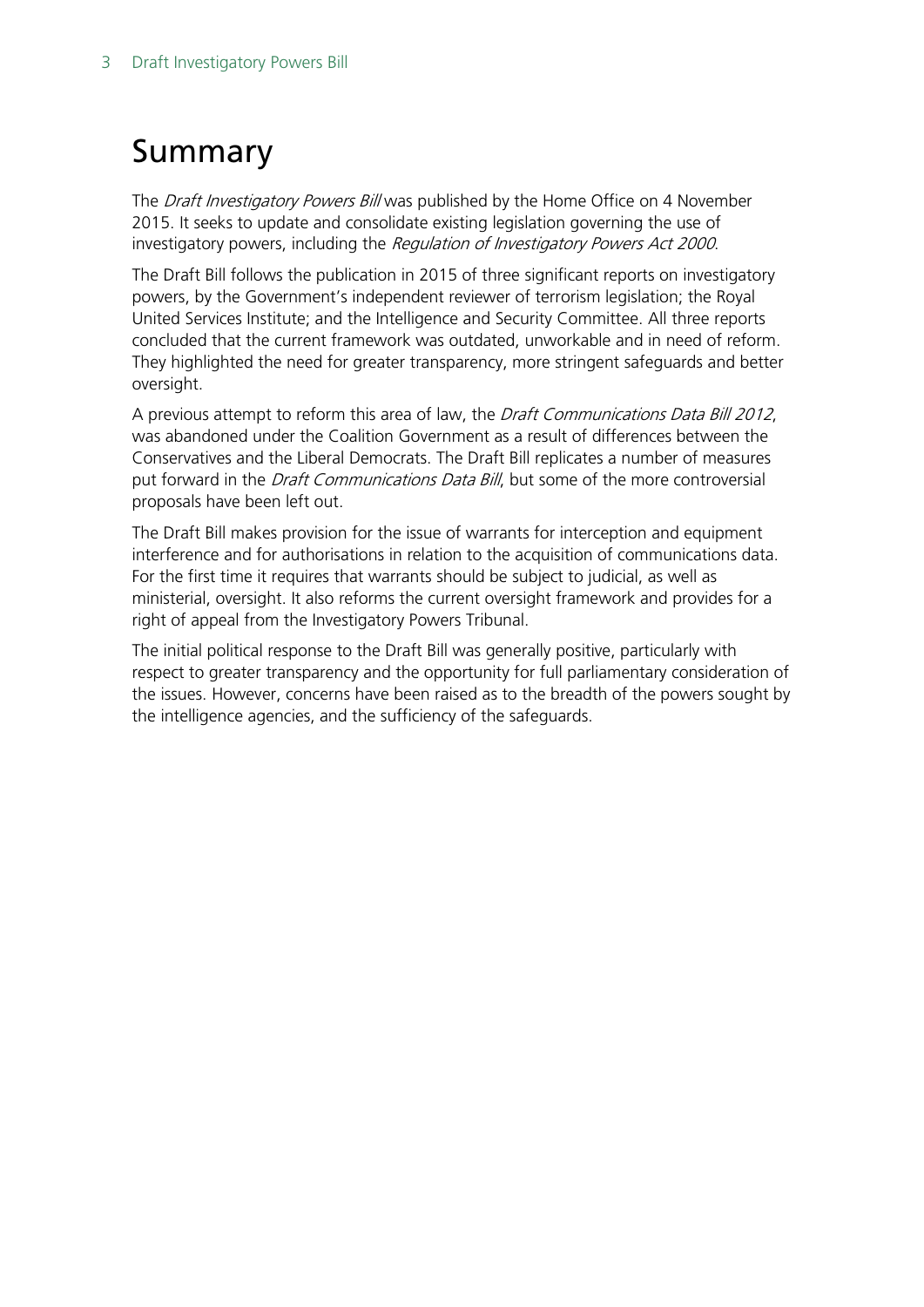# Summary

The *Draft Investigatory Powers Bill* was published by the Home Office on 4 November 2015. It seeks to update and consolidate existing legislation governing the use of investigatory powers, including the *Regulation of Investigatory Powers Act 2000*.

The Draft Bill follows the publication in 2015 of three significant reports on investigatory powers, by the Government's independent reviewer of terrorism legislation; the Royal United Services Institute; and the Intelligence and Security Committee. All three reports concluded that the current framework was outdated, unworkable and in need of reform. They highlighted the need for greater transparency, more stringent safeguards and better oversight.

A previous attempt to reform this area of law, the *Draft Communications Data Bill 2012*, was abandoned under the Coalition Government as a result of differences between the Conservatives and the Liberal Democrats. The Draft Bill replicates a number of measures put forward in the *Draft Communications Data Bill*, but some of the more controversial proposals have been left out.

The Draft Bill makes provision for the issue of warrants for interception and equipment interference and for authorisations in relation to the acquisition of communications data. For the first time it requires that warrants should be subject to judicial, as well as ministerial, oversight. It also reforms the current oversight framework and provides for a right of appeal from the Investigatory Powers Tribunal.

The initial political response to the Draft Bill was generally positive, particularly with respect to greater transparency and the opportunity for full parliamentary consideration of the issues. However, concerns have been raised as to the breadth of the powers sought by the intelligence agencies, and the sufficiency of the safeguards.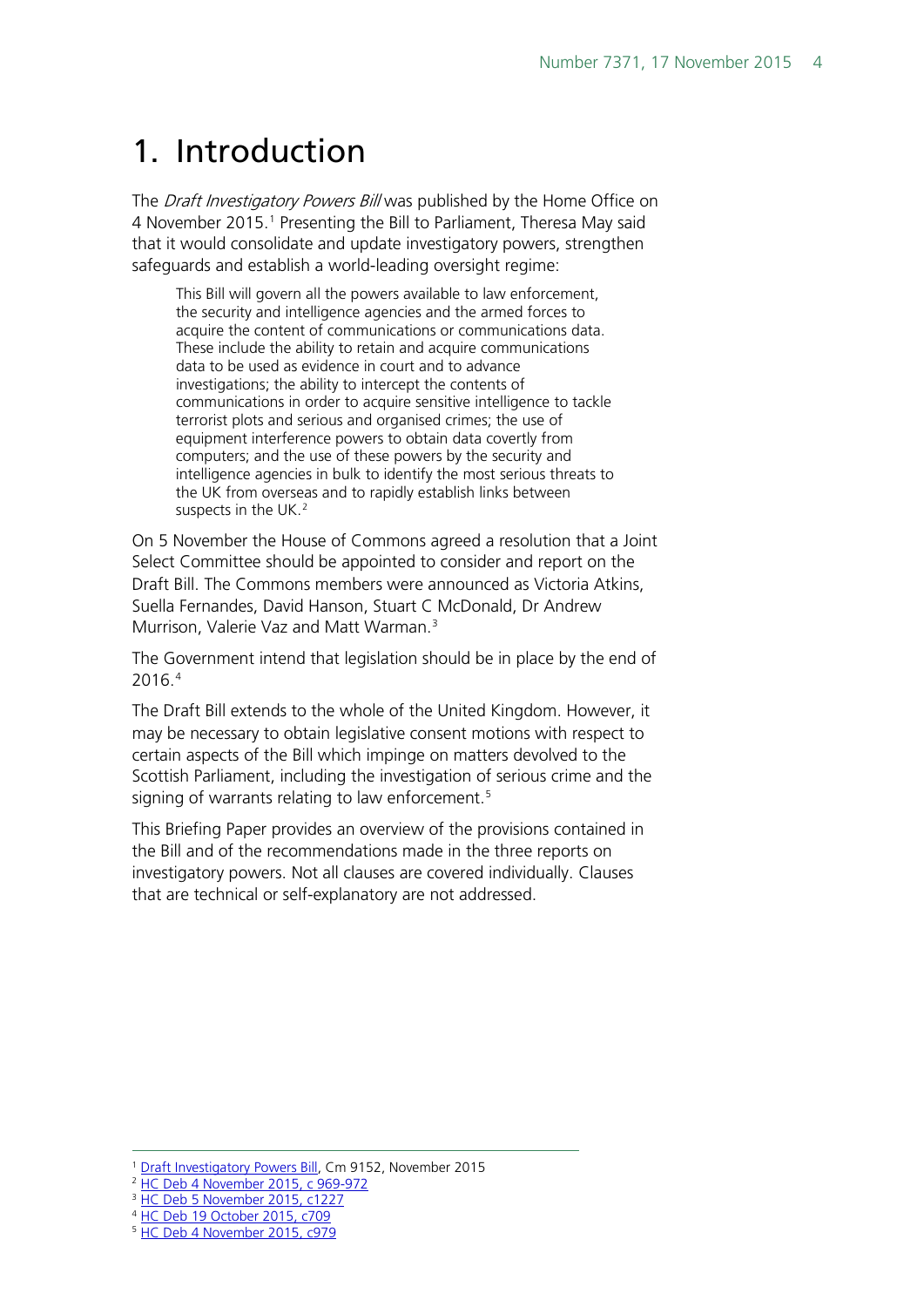# 1. Introduction

The *Draft Investigatory Powers Bill* was published by the Home Office on 4 November 2015.[1] Presenting the Bill to Parliament, Theresa May said that it would consolidate and update investigatory powers, strengthen safeguards and establish a world-leading oversight regime:

> This Bill will govern all the powers available to law enforcement, the security and intelligence agencies and the armed forces to acquire the content of communications or communications data. These include the ability to retain and acquire communications data to be used as evidence in court and to advance investigations; the ability to intercept the contents of communications in order to acquire sensitive intelligence to tackle terrorist plots and serious and organised crimes; the use of equipment interference powers to obtain data covertly from computers; and the use of these powers by the security and intelligence agencies in bulk to identify the most serious threats to the UK from overseas and to rapidly establish links between suspects in the UK.[2]

On 5 November the House of Commons agreed a resolution that a Joint Select Committee should be appointed to consider and report on the Draft Bill. The Commons members were announced as Victoria Atkins, Suella Fernandes, David Hanson, Stuart C McDonald, Dr Andrew Murrison, Valerie Vaz and Matt Warman.[3]

The Government intend that legislation should be in place by the end of 2016.[4]

The Draft Bill extends to the whole of the United Kingdom. However, it may be necessary to obtain legislative consent motions with respect to certain aspects of the Bill which impinge on matters devolved to the Scottish Parliament, including the investigation of serious crime and the signing of warrants relating to law enforcement.[5]

This Briefing Paper provides an overview of the provisions contained in the Bill and of the recommendations made in the three reports on investigatory powers. Not all clauses are covered individually. Clauses that are technical or self-explanatory are not addressed.

---

[1] Draft Investigatory Powers Bill, Cm 9152, November 2015
[2] HC Deb 4 November 2015, c 969-972
[3] HC Deb 5 November 2015, c1227
[4] HC Deb 19 October 2015, c709
[5] HC Deb 4 November 2015, c979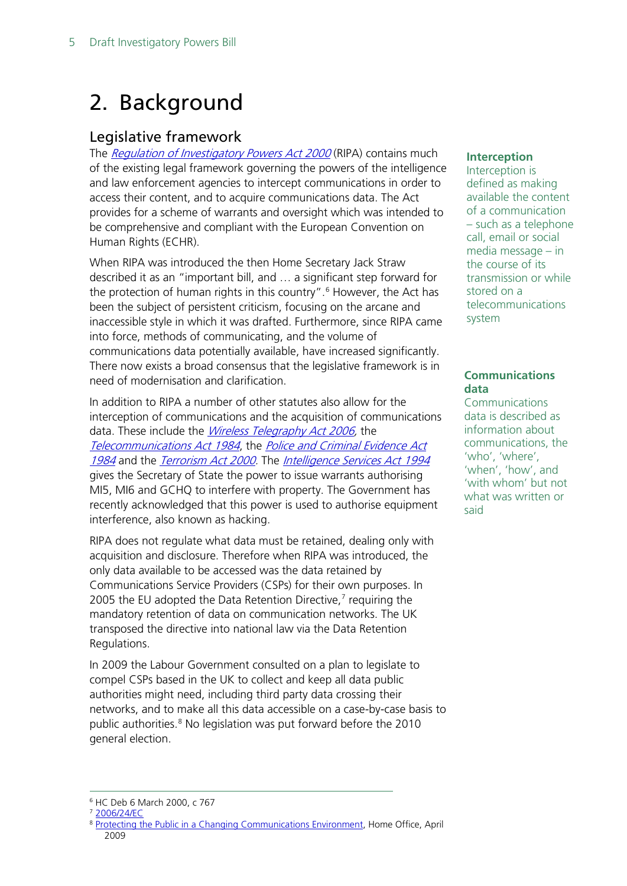# 2. Background

## Legislative framework

The *Regulation of Investigatory Powers Act 2000* (RIPA) contains much of the existing legal framework governing the powers of the intelligence and law enforcement agencies to intercept communications in order to access their content, and to acquire communications data. The Act provides for a scheme of warrants and oversight which was intended to be comprehensive and compliant with the European Convention on Human Rights (ECHR).

**Interception**

Interception is defined as making available the content of a communication – such as a telephone call, email or social media message – in the course of its transmission or while stored on a telecommunications system

When RIPA was introduced the then Home Secretary Jack Straw described it as an "important bill, and … a significant step forward for the protection of human rights in this country".[6] However, the Act has been the subject of persistent criticism, focusing on the arcane and inaccessible style in which it was drafted. Furthermore, since RIPA came into force, methods of communicating, and the volume of communications data potentially available, have increased significantly. There now exists a broad consensus that the legislative framework is in need of modernisation and clarification.

**Communications data**

Communications data is described as information about communications, the 'who', 'where', 'when', 'how', and 'with whom' but not what was written or said

In addition to RIPA a number of other statutes also allow for the interception of communications and the acquisition of communications data. These include the *Wireless Telegraphy Act 2006*, the *Telecommunications Act 1984*, the *Police and Criminal Evidence Act 1984* and the *Terrorism Act 2000*. The *Intelligence Services Act 1994* gives the Secretary of State the power to issue warrants authorising MI5, MI6 and GCHQ to interfere with property. The Government has recently acknowledged that this power is used to authorise equipment interference, also known as hacking.

RIPA does not regulate what data must be retained, dealing only with acquisition and disclosure. Therefore when RIPA was introduced, the only data available to be accessed was the data retained by Communications Service Providers (CSPs) for their own purposes. In 2005 the EU adopted the Data Retention Directive,[7] requiring the mandatory retention of data on communication networks. The UK transposed the directive into national law via the Data Retention Regulations.

In 2009 the Labour Government consulted on a plan to legislate to compel CSPs based in the UK to collect and keep all data public authorities might need, including third party data crossing their networks, and to make all this data accessible on a case-by-case basis to public authorities.[8] No legislation was put forward before the 2010 general election.

---

[6] HC Deb 6 March 2000, c 767

[7] 2006/24/EC

[8] Protecting the Public in a Changing Communications Environment, Home Office, April 2009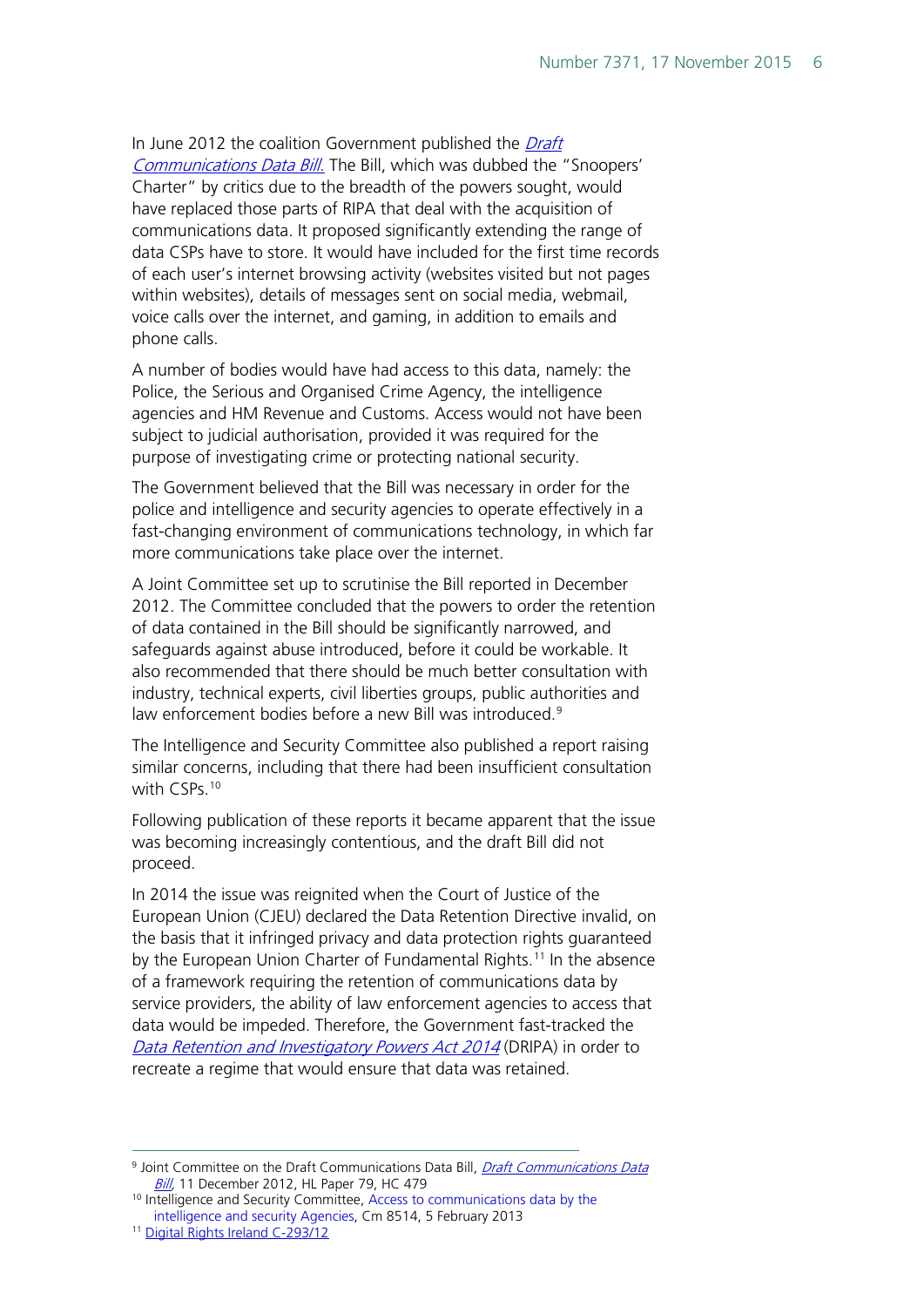In June 2012 the coalition Government published the *Draft Communications Data Bill.* The Bill, which was dubbed the "Snoopers' Charter" by critics due to the breadth of the powers sought, would have replaced those parts of RIPA that deal with the acquisition of communications data. It proposed significantly extending the range of data CSPs have to store. It would have included for the first time records of each user's internet browsing activity (websites visited but not pages within websites), details of messages sent on social media, webmail, voice calls over the internet, and gaming, in addition to emails and phone calls.

A number of bodies would have had access to this data, namely: the Police, the Serious and Organised Crime Agency, the intelligence agencies and HM Revenue and Customs. Access would not have been subject to judicial authorisation, provided it was required for the purpose of investigating crime or protecting national security.

The Government believed that the Bill was necessary in order for the police and intelligence and security agencies to operate effectively in a fast-changing environment of communications technology, in which far more communications take place over the internet.

A Joint Committee set up to scrutinise the Bill reported in December 2012. The Committee concluded that the powers to order the retention of data contained in the Bill should be significantly narrowed, and safeguards against abuse introduced, before it could be workable. It also recommended that there should be much better consultation with industry, technical experts, civil liberties groups, public authorities and law enforcement bodies before a new Bill was introduced.[9]

The Intelligence and Security Committee also published a report raising similar concerns, including that there had been insufficient consultation with CSPs.[10]

Following publication of these reports it became apparent that the issue was becoming increasingly contentious, and the draft Bill did not proceed.

In 2014 the issue was reignited when the Court of Justice of the European Union (CJEU) declared the Data Retention Directive invalid, on the basis that it infringed privacy and data protection rights guaranteed by the European Union Charter of Fundamental Rights.[11] In the absence of a framework requiring the retention of communications data by service providers, the ability of law enforcement agencies to access that data would be impeded. Therefore, the Government fast-tracked the *Data Retention and Investigatory Powers Act 2014* (DRIPA) in order to recreate a regime that would ensure that data was retained.

---

[9] Joint Committee on the Draft Communications Data Bill, *Draft Communications Data Bill*, 11 December 2012, HL Paper 79, HC 479

[10] Intelligence and Security Committee, Access to communications data by the intelligence and security Agencies, Cm 8514, 5 February 2013

[11] Digital Rights Ireland C-293/12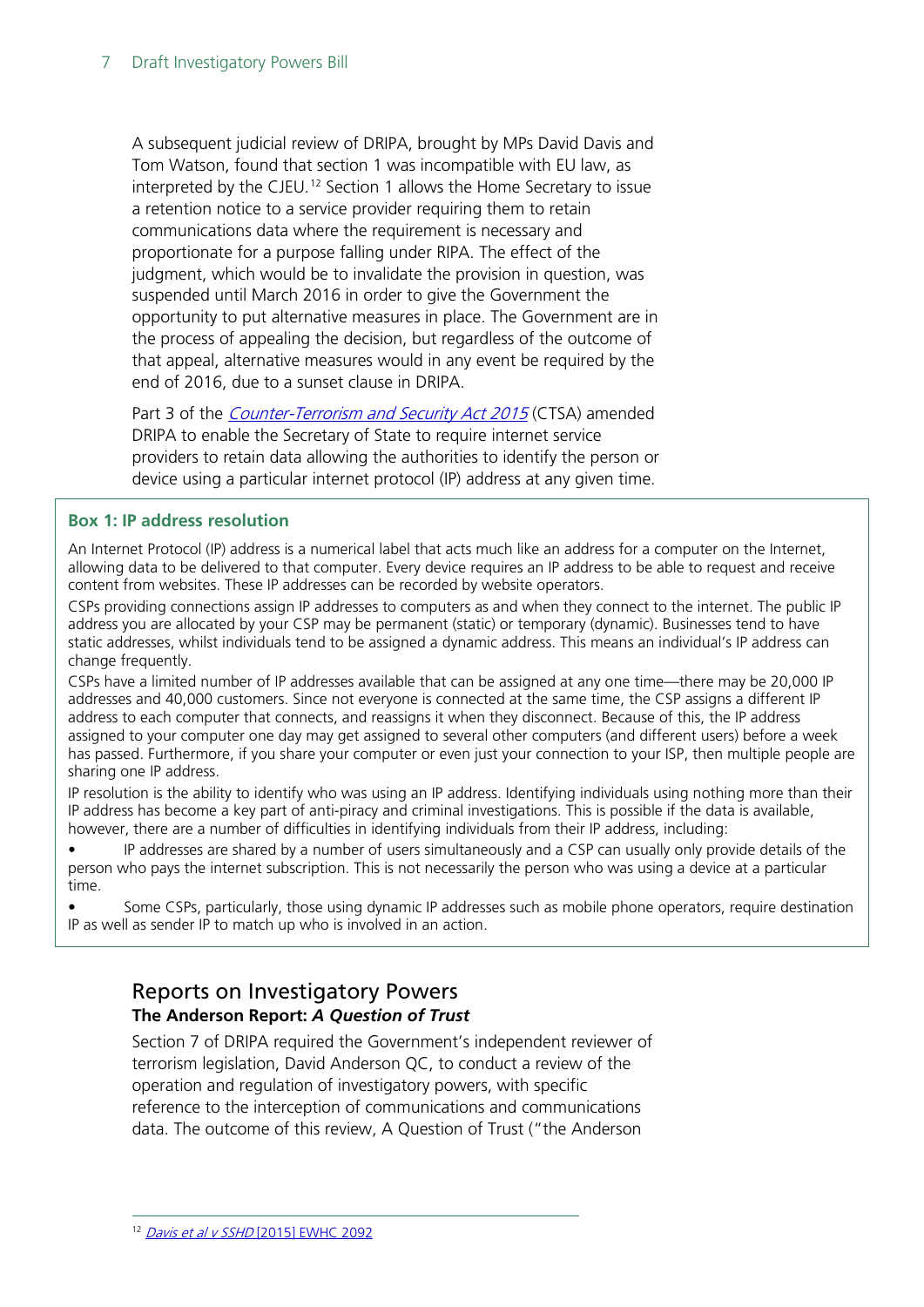A subsequent judicial review of DRIPA, brought by MPs David Davis and Tom Watson, found that section 1 was incompatible with EU law, as interpreted by the CJEU.[12] Section 1 allows the Home Secretary to issue a retention notice to a service provider requiring them to retain communications data where the requirement is necessary and proportionate for a purpose falling under RIPA. The effect of the judgment, which would be to invalidate the provision in question, was suspended until March 2016 in order to give the Government the opportunity to put alternative measures in place. The Government are in the process of appealing the decision, but regardless of the outcome of that appeal, alternative measures would in any event be required by the end of 2016, due to a sunset clause in DRIPA.

Part 3 of the *Counter-Terrorism and Security Act 2015* (CTSA) amended DRIPA to enable the Secretary of State to require internet service providers to retain data allowing the authorities to identify the person or device using a particular internet protocol (IP) address at any given time.

**Box 1: IP address resolution**

An Internet Protocol (IP) address is a numerical label that acts much like an address for a computer on the Internet, allowing data to be delivered to that computer. Every device requires an IP address to be able to request and receive content from websites. These IP addresses can be recorded by website operators.

CSPs providing connections assign IP addresses to computers as and when they connect to the internet. The public IP address you are allocated by your CSP may be permanent (static) or temporary (dynamic). Businesses tend to have static addresses, whilst individuals tend to be assigned a dynamic address. This means an individual's IP address can change frequently.

CSPs have a limited number of IP addresses available that can be assigned at any one time—there may be 20,000 IP addresses and 40,000 customers. Since not everyone is connected at the same time, the CSP assigns a different IP address to each computer that connects, and reassigns it when they disconnect. Because of this, the IP address assigned to your computer one day may get assigned to several other computers (and different users) before a week has passed. Furthermore, if you share your computer or even just your connection to your ISP, then multiple people are sharing one IP address.

IP resolution is the ability to identify who was using an IP address. Identifying individuals using nothing more than their IP address has become a key part of anti-piracy and criminal investigations. This is possible if the data is available, however, there are a number of difficulties in identifying individuals from their IP address, including:

- IP addresses are shared by a number of users simultaneously and a CSP can usually only provide details of the person who pays the internet subscription. This is not necessarily the person who was using a device at a particular time.
- Some CSPs, particularly, those using dynamic IP addresses such as mobile phone operators, require destination IP as well as sender IP to match up who is involved in an action.

## Reports on Investigatory Powers

### The Anderson Report: *A Question of Trust*

Section 7 of DRIPA required the Government's independent reviewer of terrorism legislation, David Anderson QC, to conduct a review of the operation and regulation of investigatory powers, with specific reference to the interception of communications and communications data. The outcome of this review, A Question of Trust ("the Anderson

[12] *Davis et al v SSHD* [2015] EWHC 2092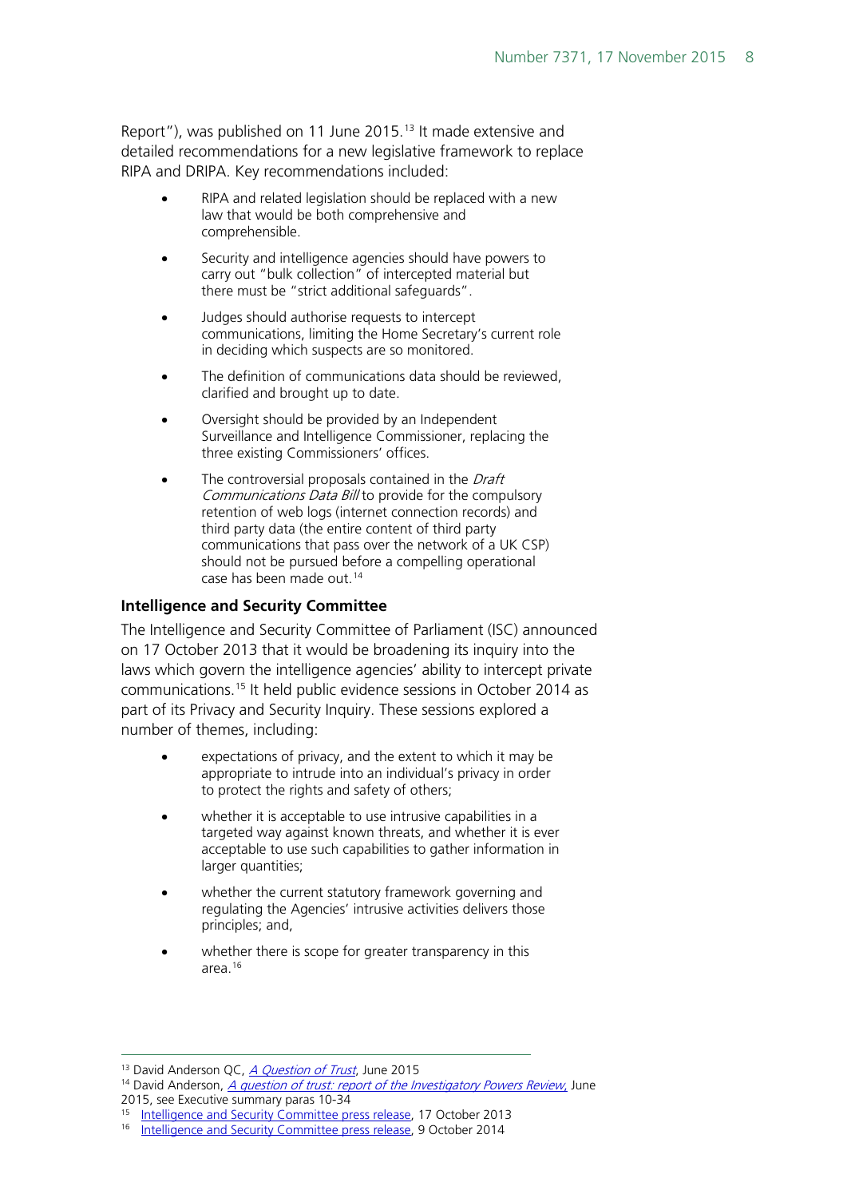Report"), was published on 11 June 2015.[13] It made extensive and detailed recommendations for a new legislative framework to replace RIPA and DRIPA. Key recommendations included:

- RIPA and related legislation should be replaced with a new law that would be both comprehensive and comprehensible.
- Security and intelligence agencies should have powers to carry out "bulk collection" of intercepted material but there must be "strict additional safeguards".
- Judges should authorise requests to intercept communications, limiting the Home Secretary's current role in deciding which suspects are so monitored.
- The definition of communications data should be reviewed, clarified and brought up to date.
- Oversight should be provided by an Independent Surveillance and Intelligence Commissioner, replacing the three existing Commissioners' offices.
- The controversial proposals contained in the *Draft Communications Data Bill* to provide for the compulsory retention of web logs (internet connection records) and third party data (the entire content of third party communications that pass over the network of a UK CSP) should not be pursued before a compelling operational case has been made out.[14]

**Intelligence and Security Committee**

The Intelligence and Security Committee of Parliament (ISC) announced on 17 October 2013 that it would be broadening its inquiry into the laws which govern the intelligence agencies' ability to intercept private communications.[15] It held public evidence sessions in October 2014 as part of its Privacy and Security Inquiry. These sessions explored a number of themes, including:

- expectations of privacy, and the extent to which it may be appropriate to intrude into an individual's privacy in order to protect the rights and safety of others;
- whether it is acceptable to use intrusive capabilities in a targeted way against known threats, and whether it is ever acceptable to use such capabilities to gather information in larger quantities;
- whether the current statutory framework governing and regulating the Agencies' intrusive activities delivers those principles; and,
- whether there is scope for greater transparency in this area.[16]

---

[13] David Anderson QC, *A Question of Trust*, June 2015

[14] David Anderson, *A question of trust: report of the Investigatory Powers Review*, June 2015, see Executive summary paras 10-34

[15] Intelligence and Security Committee press release, 17 October 2013

[16] Intelligence and Security Committee press release, 9 October 2014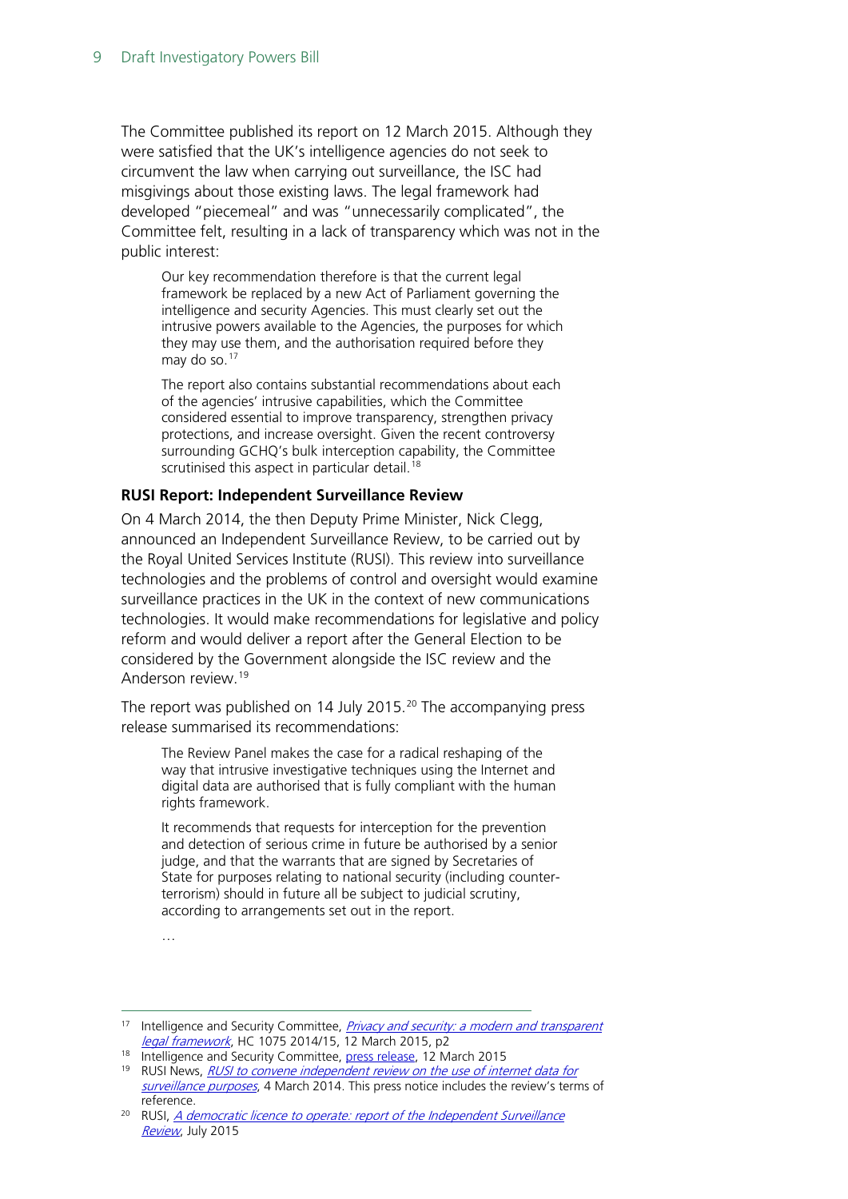The Committee published its report on 12 March 2015. Although they were satisfied that the UK's intelligence agencies do not seek to circumvent the law when carrying out surveillance, the ISC had misgivings about those existing laws. The legal framework had developed "piecemeal" and was "unnecessarily complicated", the Committee felt, resulting in a lack of transparency which was not in the public interest:

> Our key recommendation therefore is that the current legal framework be replaced by a new Act of Parliament governing the intelligence and security Agencies. This must clearly set out the intrusive powers available to the Agencies, the purposes for which they may use them, and the authorisation required before they may do so.[17]
>
> The report also contains substantial recommendations about each of the agencies' intrusive capabilities, which the Committee considered essential to improve transparency, strengthen privacy protections, and increase oversight. Given the recent controversy surrounding GCHQ's bulk interception capability, the Committee scrutinised this aspect in particular detail.[18]

**RUSI Report: Independent Surveillance Review**

On 4 March 2014, the then Deputy Prime Minister, Nick Clegg, announced an Independent Surveillance Review, to be carried out by the Royal United Services Institute (RUSI). This review into surveillance technologies and the problems of control and oversight would examine surveillance practices in the UK in the context of new communications technologies. It would make recommendations for legislative and policy reform and would deliver a report after the General Election to be considered by the Government alongside the ISC review and the Anderson review.[19]

The report was published on 14 July 2015.[20] The accompanying press release summarised its recommendations:

> The Review Panel makes the case for a radical reshaping of the way that intrusive investigative techniques using the Internet and digital data are authorised that is fully compliant with the human rights framework.
>
> It recommends that requests for interception for the prevention and detection of serious crime in future be authorised by a senior judge, and that the warrants that are signed by Secretaries of State for purposes relating to national security (including counter-terrorism) should in future all be subject to judicial scrutiny, according to arrangements set out in the report.
>
> …

---

[17] Intelligence and Security Committee, *Privacy and security: a modern and transparent legal framework*, HC 1075 2014/15, 12 March 2015, p2

[18] Intelligence and Security Committee, press release, 12 March 2015

[19] RUSI News, *RUSI to convene independent review on the use of internet data for surveillance purposes*, 4 March 2014. This press notice includes the review's terms of reference.

[20] RUSI, *A democratic licence to operate: report of the Independent Surveillance Review*, July 2015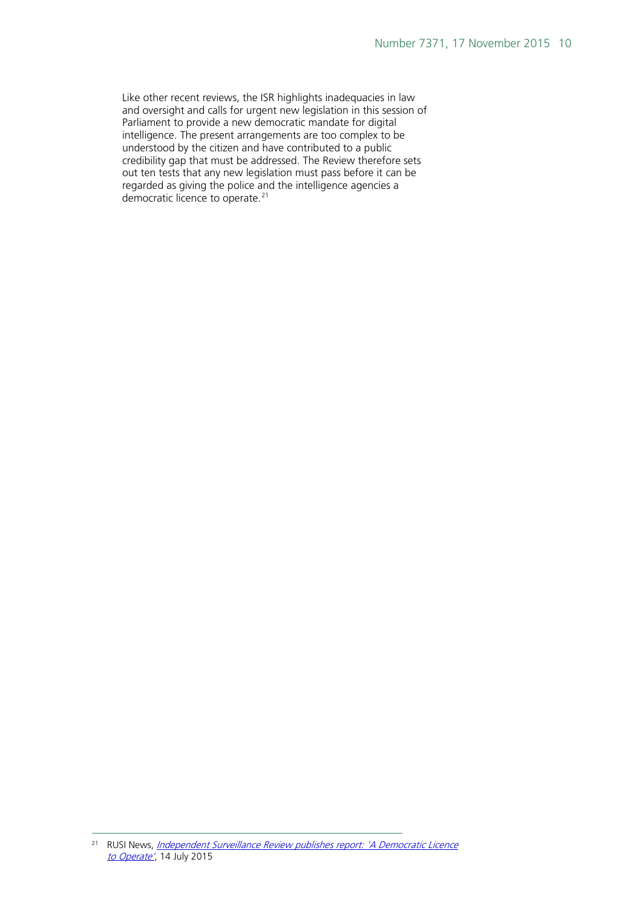Like other recent reviews, the ISR highlights inadequacies in law and oversight and calls for urgent new legislation in this session of Parliament to provide a new democratic mandate for digital intelligence. The present arrangements are too complex to be understood by the citizen and have contributed to a public credibility gap that must be addressed. The Review therefore sets out ten tests that any new legislation must pass before it can be regarded as giving the police and the intelligence agencies a democratic licence to operate.[21]

---

[21] RUSI News, *Independent Surveillance Review publishes report: 'A Democratic Licence to Operate'*, 14 July 2015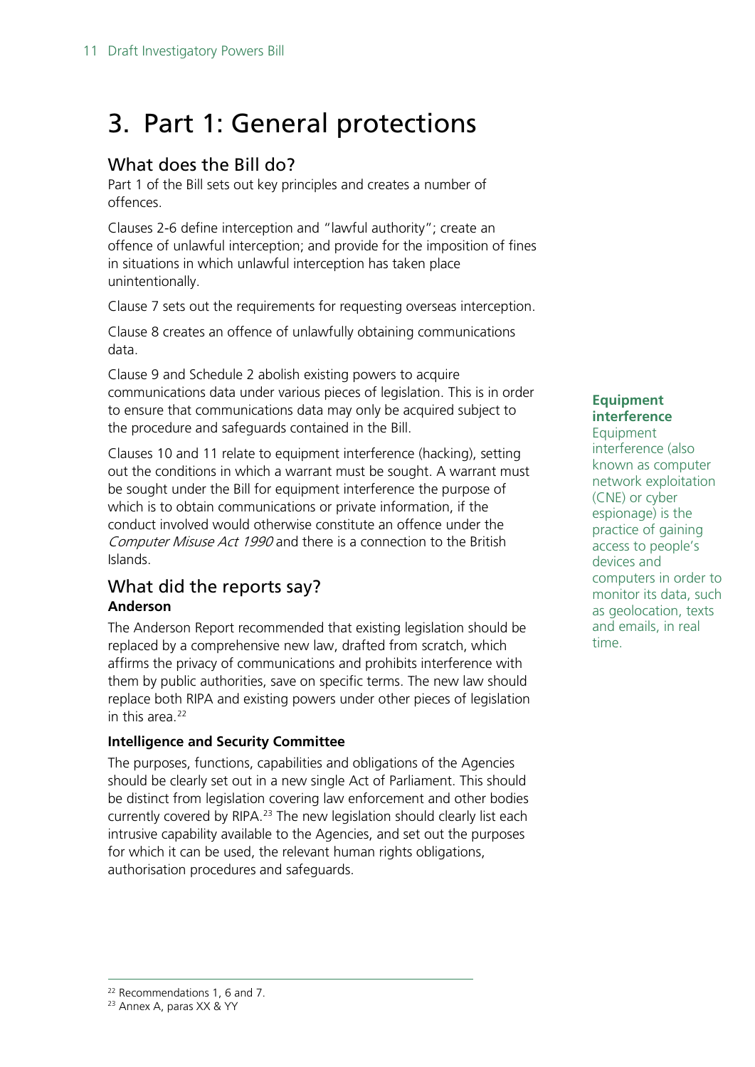# 3. Part 1: General protections

## What does the Bill do?

Part 1 of the Bill sets out key principles and creates a number of offences.

Clauses 2-6 define interception and "lawful authority"; create an offence of unlawful interception; and provide for the imposition of fines in situations in which unlawful interception has taken place unintentionally.

Clause 7 sets out the requirements for requesting overseas interception.

Clause 8 creates an offence of unlawfully obtaining communications data.

Clause 9 and Schedule 2 abolish existing powers to acquire communications data under various pieces of legislation. This is in order to ensure that communications data may only be acquired subject to the procedure and safeguards contained in the Bill.

Clauses 10 and 11 relate to equipment interference (hacking), setting out the conditions in which a warrant must be sought. A warrant must be sought under the Bill for equipment interference the purpose of which is to obtain communications or private information, if the conduct involved would otherwise constitute an offence under the *Computer Misuse Act 1990* and there is a connection to the British Islands.

> **Equipment interference**
> Equipment interference (also known as computer network exploitation (CNE) or cyber espionage) is the practice of gaining access to people's devices and computers in order to monitor its data, such as geolocation, texts and emails, in real time.

## What did the reports say?

**Anderson**

The Anderson Report recommended that existing legislation should be replaced by a comprehensive new law, drafted from scratch, which affirms the privacy of communications and prohibits interference with them by public authorities, save on specific terms. The new law should replace both RIPA and existing powers under other pieces of legislation in this area.[22]

**Intelligence and Security Committee**

The purposes, functions, capabilities and obligations of the Agencies should be clearly set out in a new single Act of Parliament. This should be distinct from legislation covering law enforcement and other bodies currently covered by RIPA.[23] The new legislation should clearly list each intrusive capability available to the Agencies, and set out the purposes for which it can be used, the relevant human rights obligations, authorisation procedures and safeguards.

---

[22] Recommendations 1, 6 and 7.

[23] Annex A, paras XX & YY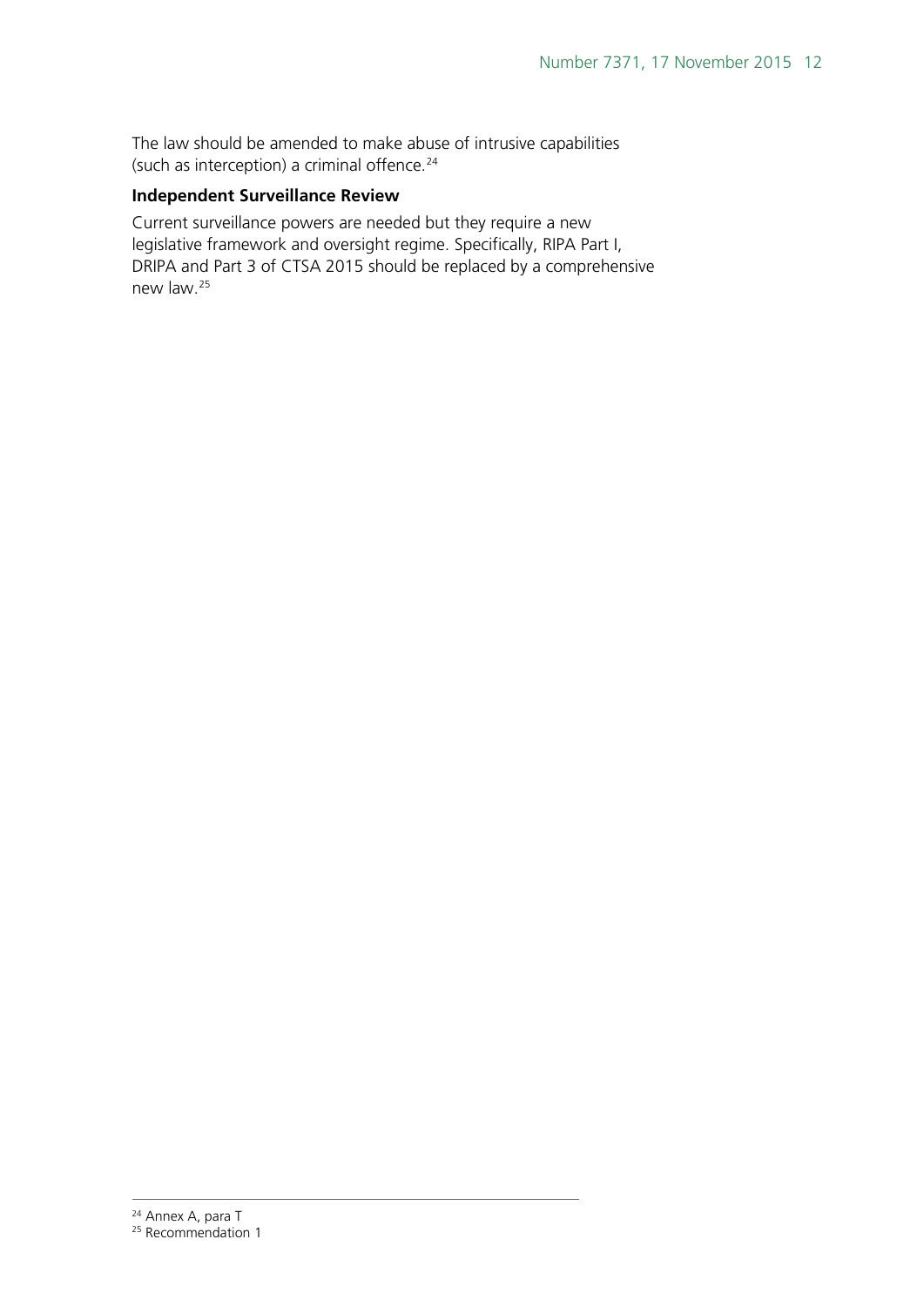The law should be amended to make abuse of intrusive capabilities (such as interception) a criminal offence.[24]

**Independent Surveillance Review**

Current surveillance powers are needed but they require a new legislative framework and oversight regime. Specifically, RIPA Part I, DRIPA and Part 3 of CTSA 2015 should be replaced by a comprehensive new law.[25]

[24] Annex A, para T

[25] Recommendation 1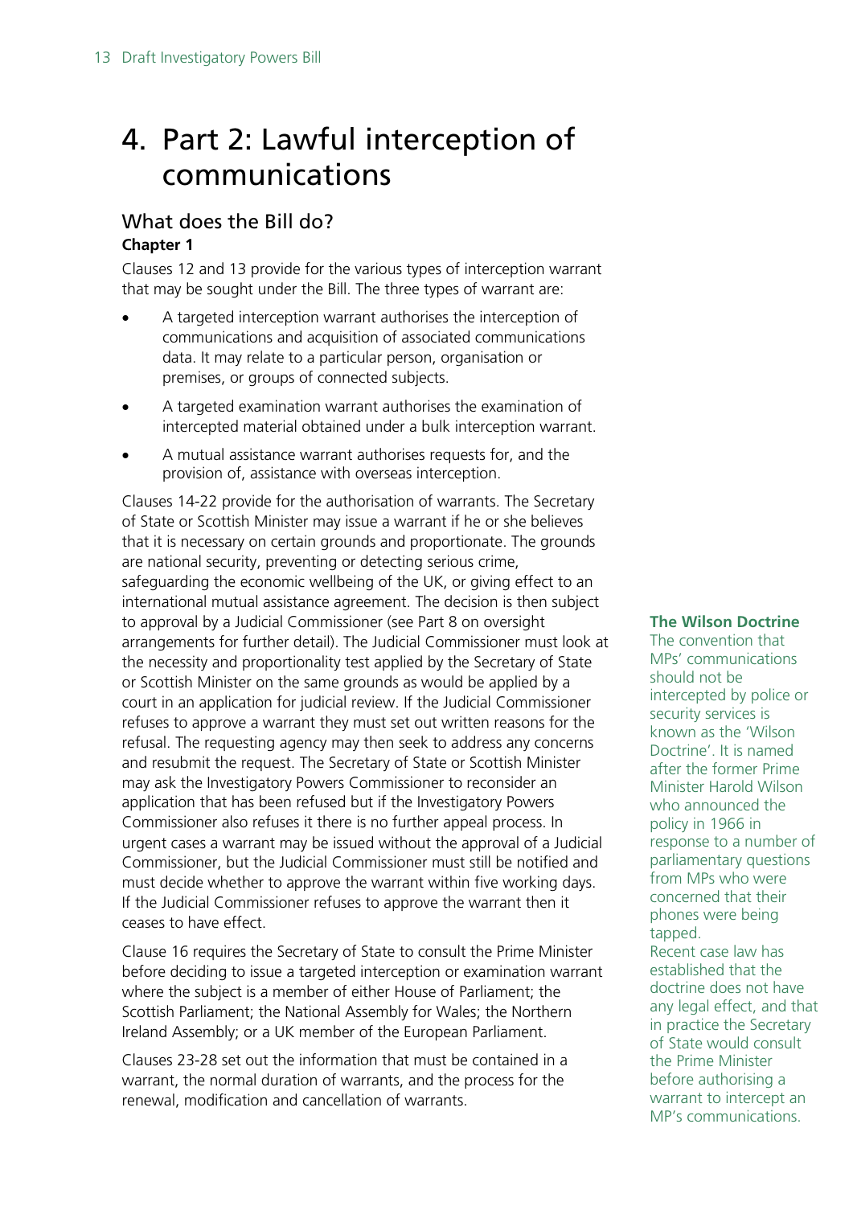# 4. Part 2: Lawful interception of communications

## What does the Bill do?

**Chapter 1**

Clauses 12 and 13 provide for the various types of interception warrant that may be sought under the Bill. The three types of warrant are:

- A targeted interception warrant authorises the interception of communications and acquisition of associated communications data. It may relate to a particular person, organisation or premises, or groups of connected subjects.
- A targeted examination warrant authorises the examination of intercepted material obtained under a bulk interception warrant.
- A mutual assistance warrant authorises requests for, and the provision of, assistance with overseas interception.

Clauses 14-22 provide for the authorisation of warrants. The Secretary of State or Scottish Minister may issue a warrant if he or she believes that it is necessary on certain grounds and proportionate. The grounds are national security, preventing or detecting serious crime, safeguarding the economic wellbeing of the UK, or giving effect to an international mutual assistance agreement. The decision is then subject to approval by a Judicial Commissioner (see Part 8 on oversight arrangements for further detail). The Judicial Commissioner must look at the necessity and proportionality test applied by the Secretary of State or Scottish Minister on the same grounds as would be applied by a court in an application for judicial review. If the Judicial Commissioner refuses to approve a warrant they must set out written reasons for the refusal. The requesting agency may then seek to address any concerns and resubmit the request. The Secretary of State or Scottish Minister may ask the Investigatory Powers Commissioner to reconsider an application that has been refused but if the Investigatory Powers Commissioner also refuses it there is no further appeal process. In urgent cases a warrant may be issued without the approval of a Judicial Commissioner, but the Judicial Commissioner must still be notified and must decide whether to approve the warrant within five working days. If the Judicial Commissioner refuses to approve the warrant then it ceases to have effect.

Clause 16 requires the Secretary of State to consult the Prime Minister before deciding to issue a targeted interception or examination warrant where the subject is a member of either House of Parliament; the Scottish Parliament; the National Assembly for Wales; the Northern Ireland Assembly; or a UK member of the European Parliament.

Clauses 23-28 set out the information that must be contained in a warrant, the normal duration of warrants, and the process for the renewal, modification and cancellation of warrants.

**The Wilson Doctrine**

The convention that MPs' communications should not be intercepted by police or security services is known as the 'Wilson Doctrine'. It is named after the former Prime Minister Harold Wilson who announced the policy in 1966 in response to a number of parliamentary questions from MPs who were concerned that their phones were being tapped.

Recent case law has established that the doctrine does not have any legal effect, and that in practice the Secretary of State would consult the Prime Minister before authorising a warrant to intercept an MP's communications.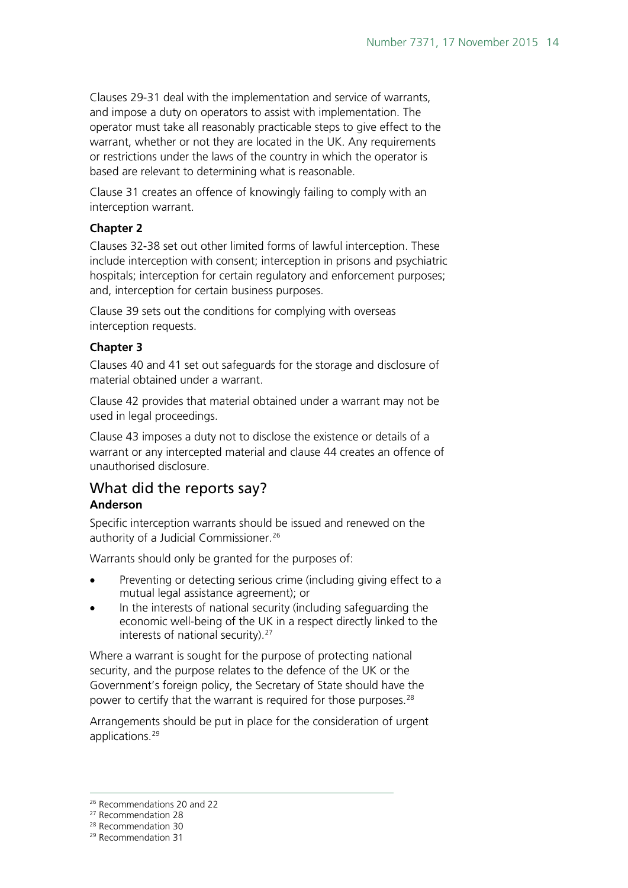Clauses 29-31 deal with the implementation and service of warrants, and impose a duty on operators to assist with implementation. The operator must take all reasonably practicable steps to give effect to the warrant, whether or not they are located in the UK. Any requirements or restrictions under the laws of the country in which the operator is based are relevant to determining what is reasonable.

Clause 31 creates an offence of knowingly failing to comply with an interception warrant.

**Chapter 2**

Clauses 32-38 set out other limited forms of lawful interception. These include interception with consent; interception in prisons and psychiatric hospitals; interception for certain regulatory and enforcement purposes; and, interception for certain business purposes.

Clause 39 sets out the conditions for complying with overseas interception requests.

**Chapter 3**

Clauses 40 and 41 set out safeguards for the storage and disclosure of material obtained under a warrant.

Clause 42 provides that material obtained under a warrant may not be used in legal proceedings.

Clause 43 imposes a duty not to disclose the existence or details of a warrant or any intercepted material and clause 44 creates an offence of unauthorised disclosure.

## What did the reports say?

**Anderson**

Specific interception warrants should be issued and renewed on the authority of a Judicial Commissioner.[26]

Warrants should only be granted for the purposes of:

- Preventing or detecting serious crime (including giving effect to a mutual legal assistance agreement); or
- In the interests of national security (including safeguarding the economic well-being of the UK in a respect directly linked to the interests of national security).[27]

Where a warrant is sought for the purpose of protecting national security, and the purpose relates to the defence of the UK or the Government's foreign policy, the Secretary of State should have the power to certify that the warrant is required for those purposes.[28]

Arrangements should be put in place for the consideration of urgent applications.[29]

---

[26] Recommendations 20 and 22

[27] Recommendation 28

[28] Recommendation 30

[29] Recommendation 31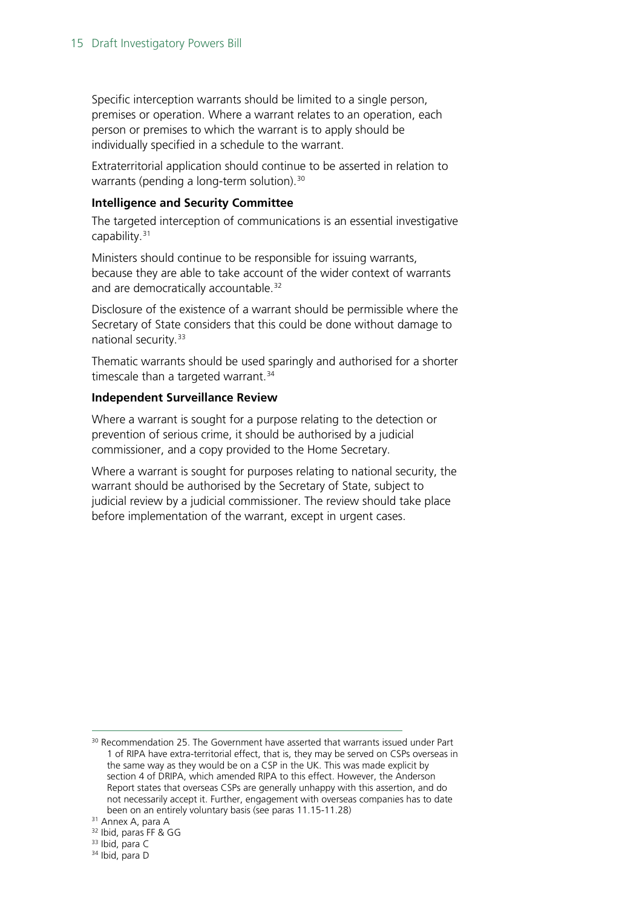Specific interception warrants should be limited to a single person, premises or operation. Where a warrant relates to an operation, each person or premises to which the warrant is to apply should be individually specified in a schedule to the warrant.

Extraterritorial application should continue to be asserted in relation to warrants (pending a long-term solution).[30]

**Intelligence and Security Committee**

The targeted interception of communications is an essential investigative capability.[31]

Ministers should continue to be responsible for issuing warrants, because they are able to take account of the wider context of warrants and are democratically accountable.[32]

Disclosure of the existence of a warrant should be permissible where the Secretary of State considers that this could be done without damage to national security.[33]

Thematic warrants should be used sparingly and authorised for a shorter timescale than a targeted warrant.[34]

**Independent Surveillance Review**

Where a warrant is sought for a purpose relating to the detection or prevention of serious crime, it should be authorised by a judicial commissioner, and a copy provided to the Home Secretary.

Where a warrant is sought for purposes relating to national security, the warrant should be authorised by the Secretary of State, subject to judicial review by a judicial commissioner. The review should take place before implementation of the warrant, except in urgent cases.

---

[30] Recommendation 25. The Government have asserted that warrants issued under Part 1 of RIPA have extra-territorial effect, that is, they may be served on CSPs overseas in the same way as they would be on a CSP in the UK. This was made explicit by section 4 of DRIPA, which amended RIPA to this effect. However, the Anderson Report states that overseas CSPs are generally unhappy with this assertion, and do not necessarily accept it. Further, engagement with overseas companies has to date been on an entirely voluntary basis (see paras 11.15-11.28)

[31] Annex A, para A

[32] Ibid, paras FF & GG

[33] Ibid, para C

[34] Ibid, para D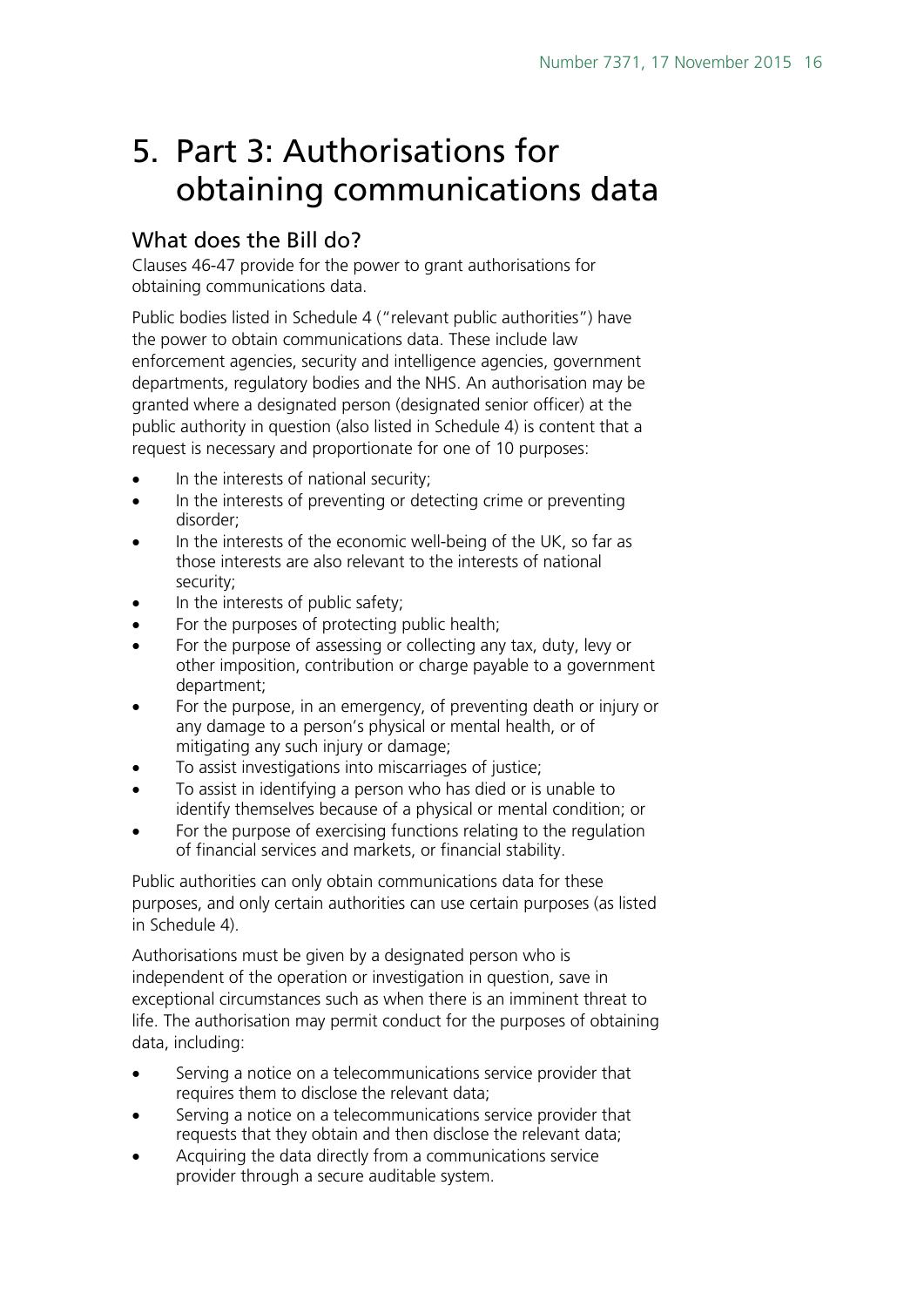# 5. Part 3: Authorisations for obtaining communications data

## What does the Bill do?

Clauses 46-47 provide for the power to grant authorisations for obtaining communications data.

Public bodies listed in Schedule 4 ("relevant public authorities") have the power to obtain communications data. These include law enforcement agencies, security and intelligence agencies, government departments, regulatory bodies and the NHS. An authorisation may be granted where a designated person (designated senior officer) at the public authority in question (also listed in Schedule 4) is content that a request is necessary and proportionate for one of 10 purposes:

- In the interests of national security;
- In the interests of preventing or detecting crime or preventing disorder;
- In the interests of the economic well-being of the UK, so far as those interests are also relevant to the interests of national security;
- In the interests of public safety;
- For the purposes of protecting public health;
- For the purpose of assessing or collecting any tax, duty, levy or other imposition, contribution or charge payable to a government department;
- For the purpose, in an emergency, of preventing death or injury or any damage to a person's physical or mental health, or of mitigating any such injury or damage;
- To assist investigations into miscarriages of justice;
- To assist in identifying a person who has died or is unable to identify themselves because of a physical or mental condition; or
- For the purpose of exercising functions relating to the regulation of financial services and markets, or financial stability.

Public authorities can only obtain communications data for these purposes, and only certain authorities can use certain purposes (as listed in Schedule 4).

Authorisations must be given by a designated person who is independent of the operation or investigation in question, save in exceptional circumstances such as when there is an imminent threat to life. The authorisation may permit conduct for the purposes of obtaining data, including:

- Serving a notice on a telecommunications service provider that requires them to disclose the relevant data;
- Serving a notice on a telecommunications service provider that requests that they obtain and then disclose the relevant data;
- Acquiring the data directly from a communications service provider through a secure auditable system.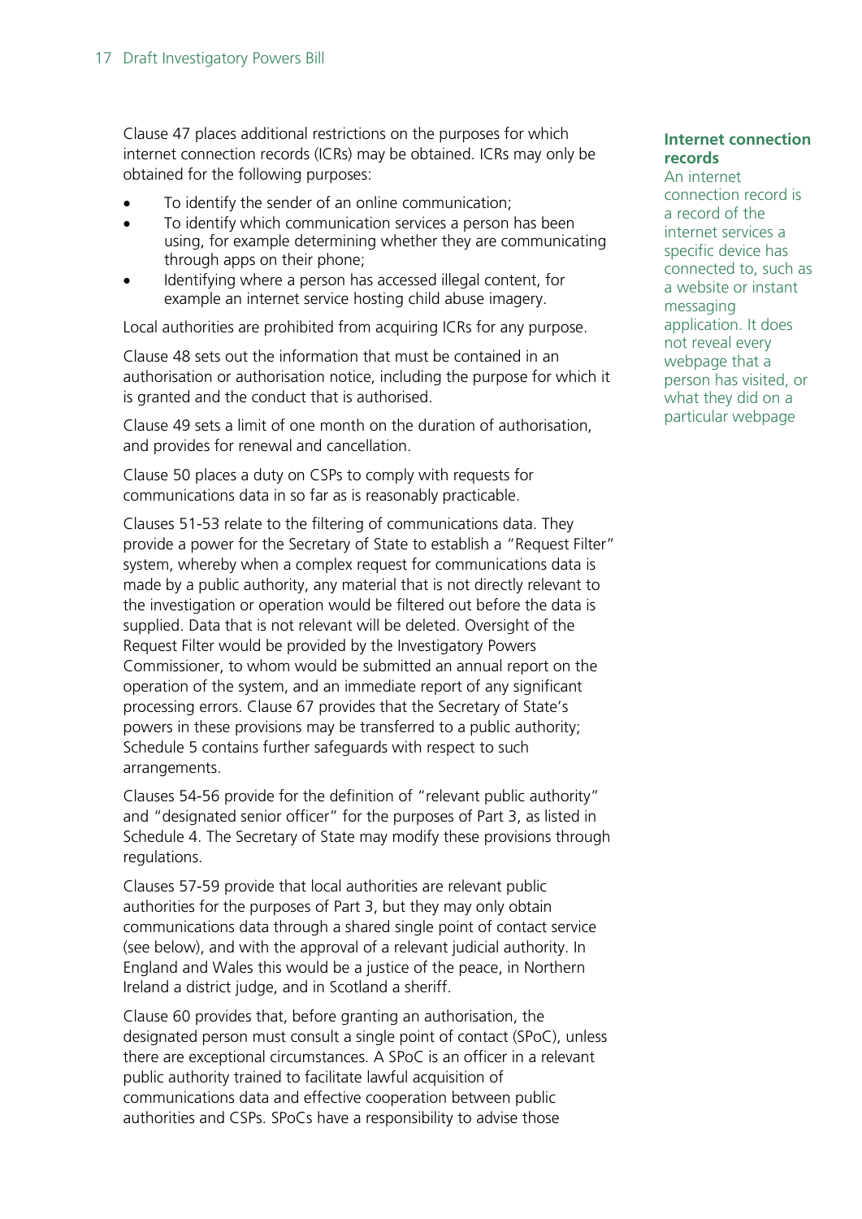Clause 47 places additional restrictions on the purposes for which internet connection records (ICRs) may be obtained. ICRs may only be obtained for the following purposes:

- To identify the sender of an online communication;
- To identify which communication services a person has been using, for example determining whether they are communicating through apps on their phone;
- Identifying where a person has accessed illegal content, for example an internet service hosting child abuse imagery.

Local authorities are prohibited from acquiring ICRs for any purpose.

**Internet connection records**
An internet connection record is a record of the internet services a specific device has connected to, such as a website or instant messaging application. It does not reveal every webpage that a person has visited, or what they did on a particular webpage

Clause 48 sets out the information that must be contained in an authorisation or authorisation notice, including the purpose for which it is granted and the conduct that is authorised.

Clause 49 sets a limit of one month on the duration of authorisation, and provides for renewal and cancellation.

Clause 50 places a duty on CSPs to comply with requests for communications data in so far as is reasonably practicable.

Clauses 51-53 relate to the filtering of communications data. They provide a power for the Secretary of State to establish a "Request Filter" system, whereby when a complex request for communications data is made by a public authority, any material that is not directly relevant to the investigation or operation would be filtered out before the data is supplied. Data that is not relevant will be deleted. Oversight of the Request Filter would be provided by the Investigatory Powers Commissioner, to whom would be submitted an annual report on the operation of the system, and an immediate report of any significant processing errors. Clause 67 provides that the Secretary of State's powers in these provisions may be transferred to a public authority; Schedule 5 contains further safeguards with respect to such arrangements.

Clauses 54-56 provide for the definition of "relevant public authority" and "designated senior officer" for the purposes of Part 3, as listed in Schedule 4. The Secretary of State may modify these provisions through regulations.

Clauses 57-59 provide that local authorities are relevant public authorities for the purposes of Part 3, but they may only obtain communications data through a shared single point of contact service (see below), and with the approval of a relevant judicial authority. In England and Wales this would be a justice of the peace, in Northern Ireland a district judge, and in Scotland a sheriff.

Clause 60 provides that, before granting an authorisation, the designated person must consult a single point of contact (SPoC), unless there are exceptional circumstances. A SPoC is an officer in a relevant public authority trained to facilitate lawful acquisition of communications data and effective cooperation between public authorities and CSPs. SPoCs have a responsibility to advise those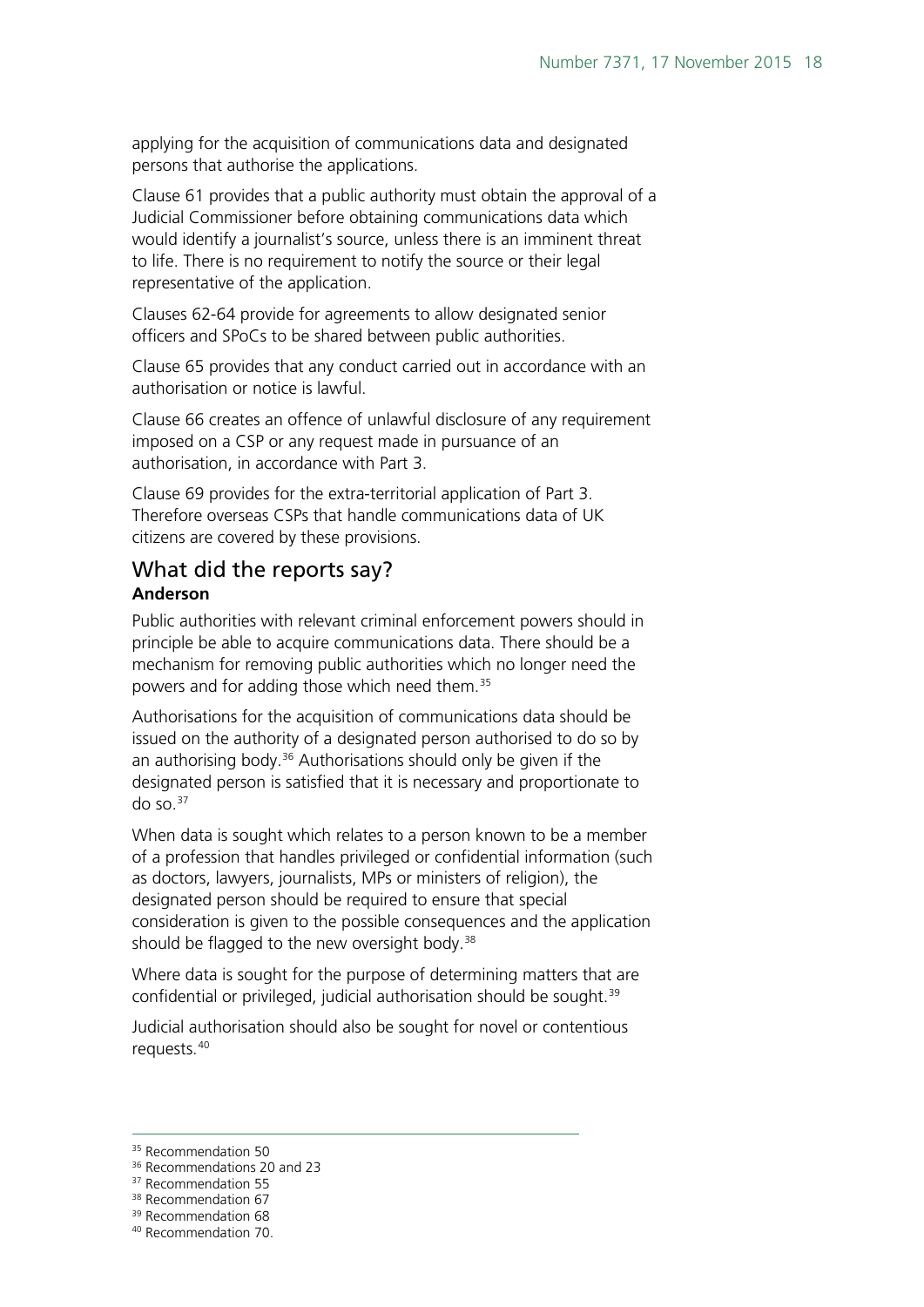applying for the acquisition of communications data and designated persons that authorise the applications.

Clause 61 provides that a public authority must obtain the approval of a Judicial Commissioner before obtaining communications data which would identify a journalist's source, unless there is an imminent threat to life. There is no requirement to notify the source or their legal representative of the application.

Clauses 62-64 provide for agreements to allow designated senior officers and SPoCs to be shared between public authorities.

Clause 65 provides that any conduct carried out in accordance with an authorisation or notice is lawful.

Clause 66 creates an offence of unlawful disclosure of any requirement imposed on a CSP or any request made in pursuance of an authorisation, in accordance with Part 3.

Clause 69 provides for the extra-territorial application of Part 3. Therefore overseas CSPs that handle communications data of UK citizens are covered by these provisions.

## What did the reports say?

**Anderson**

Public authorities with relevant criminal enforcement powers should in principle be able to acquire communications data. There should be a mechanism for removing public authorities which no longer need the powers and for adding those which need them.[35]

Authorisations for the acquisition of communications data should be issued on the authority of a designated person authorised to do so by an authorising body.[36] Authorisations should only be given if the designated person is satisfied that it is necessary and proportionate to do so.[37]

When data is sought which relates to a person known to be a member of a profession that handles privileged or confidential information (such as doctors, lawyers, journalists, MPs or ministers of religion), the designated person should be required to ensure that special consideration is given to the possible consequences and the application should be flagged to the new oversight body.[38]

Where data is sought for the purpose of determining matters that are confidential or privileged, judicial authorisation should be sought.[39]

Judicial authorisation should also be sought for novel or contentious requests.[40]

---

[35] Recommendation 50
[36] Recommendations 20 and 23
[37] Recommendation 55
[38] Recommendation 67
[39] Recommendation 68
[40] Recommendation 70.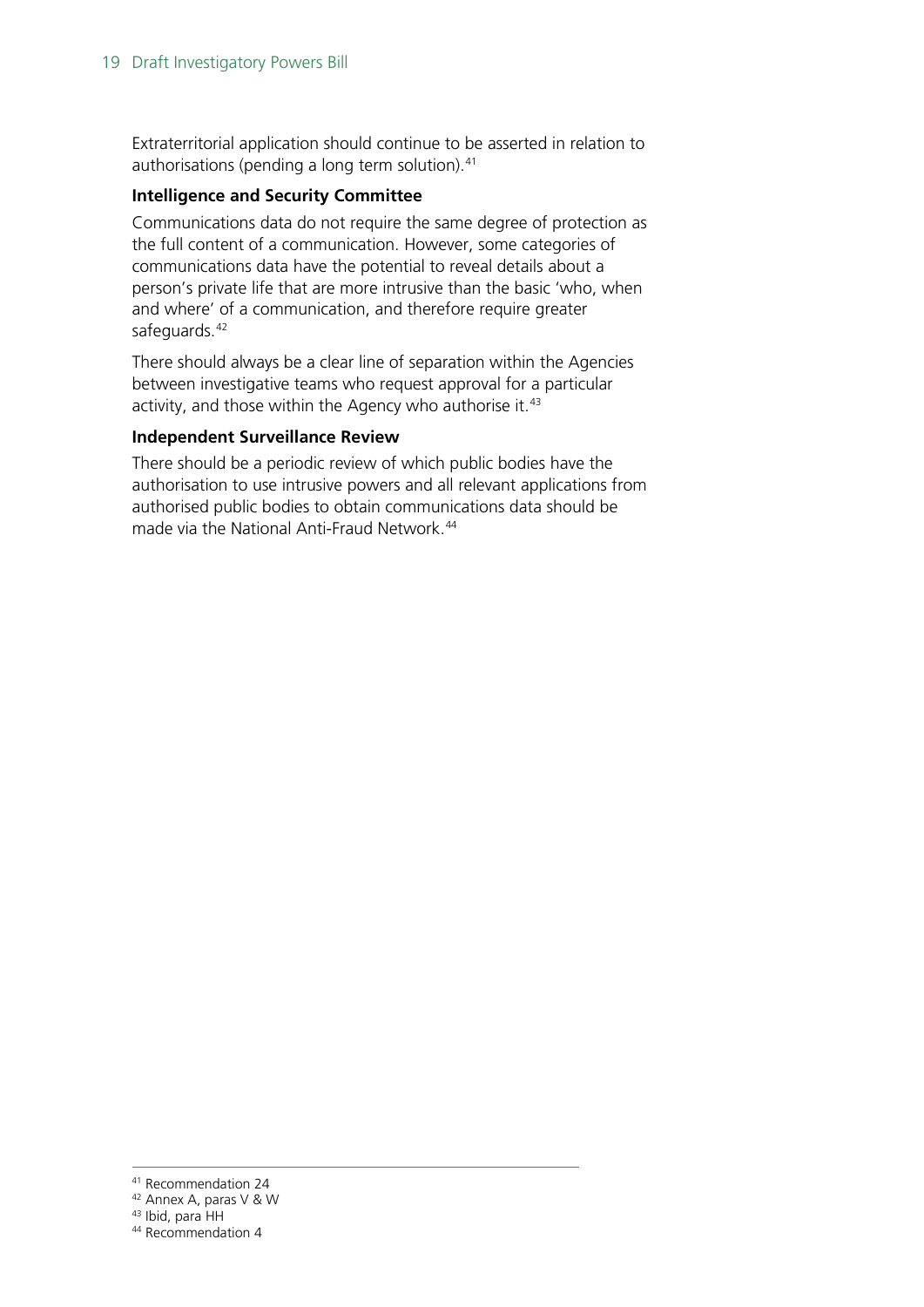Extraterritorial application should continue to be asserted in relation to authorisations (pending a long term solution).[41]

**Intelligence and Security Committee**

Communications data do not require the same degree of protection as the full content of a communication. However, some categories of communications data have the potential to reveal details about a person's private life that are more intrusive than the basic 'who, when and where' of a communication, and therefore require greater safeguards.[42]

There should always be a clear line of separation within the Agencies between investigative teams who request approval for a particular activity, and those within the Agency who authorise it.[43]

**Independent Surveillance Review**

There should be a periodic review of which public bodies have the authorisation to use intrusive powers and all relevant applications from authorised public bodies to obtain communications data should be made via the National Anti-Fraud Network.[44]

---

[41] Recommendation 24

[42] Annex A, paras V & W

[43] Ibid, para HH

[44] Recommendation 4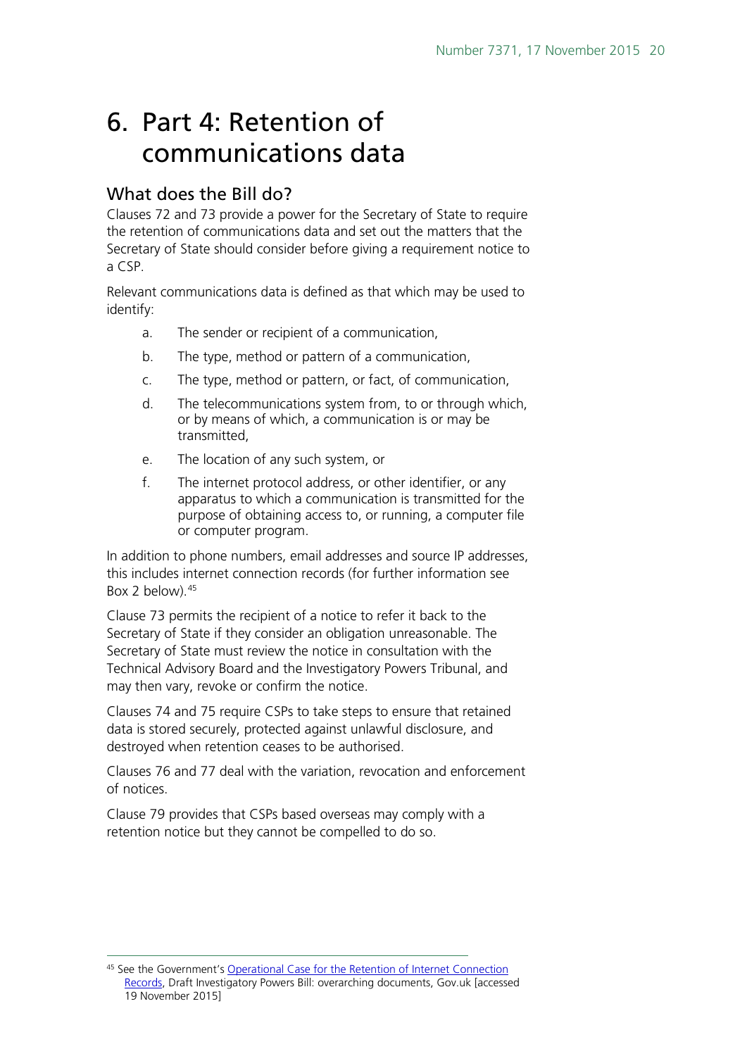# 6. Part 4: Retention of communications data

## What does the Bill do?

Clauses 72 and 73 provide a power for the Secretary of State to require the retention of communications data and set out the matters that the Secretary of State should consider before giving a requirement notice to a CSP.

Relevant communications data is defined as that which may be used to identify:

a. The sender or recipient of a communication,

b. The type, method or pattern of a communication,

c. The type, method or pattern, or fact, of communication,

d. The telecommunications system from, to or through which, or by means of which, a communication is or may be transmitted,

e. The location of any such system, or

f. The internet protocol address, or other identifier, or any apparatus to which a communication is transmitted for the purpose of obtaining access to, or running, a computer file or computer program.

In addition to phone numbers, email addresses and source IP addresses, this includes internet connection records (for further information see Box 2 below).[45]

Clause 73 permits the recipient of a notice to refer it back to the Secretary of State if they consider an obligation unreasonable. The Secretary of State must review the notice in consultation with the Technical Advisory Board and the Investigatory Powers Tribunal, and may then vary, revoke or confirm the notice.

Clauses 74 and 75 require CSPs to take steps to ensure that retained data is stored securely, protected against unlawful disclosure, and destroyed when retention ceases to be authorised.

Clauses 76 and 77 deal with the variation, revocation and enforcement of notices.

Clause 79 provides that CSPs based overseas may comply with a retention notice but they cannot be compelled to do so.

---

[45] See the Government's Operational Case for the Retention of Internet Connection Records, Draft Investigatory Powers Bill: overarching documents, Gov.uk [accessed 19 November 2015]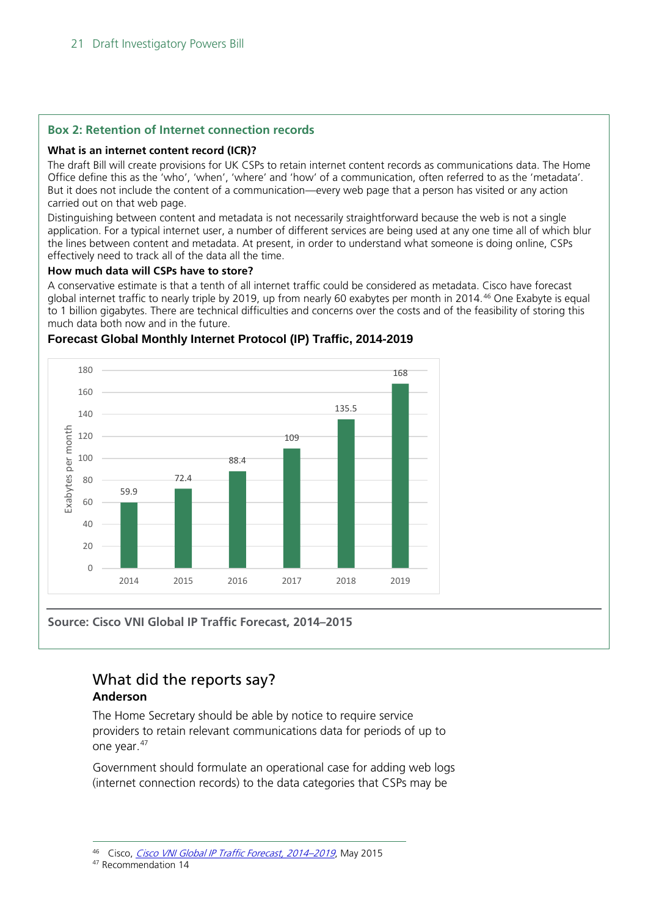## Box 2: Retention of Internet connection records

**What is an internet content record (ICR)?**

The draft Bill will create provisions for UK CSPs to retain internet content records as communications data. The Home Office define this as the 'who', 'when', 'where' and 'how' of a communication, often referred to as the 'metadata'. But it does not include the content of a communication—every web page that a person has visited or any action carried out on that web page.

Distinguishing between content and metadata is not necessarily straightforward because the web is not a single application. For a typical internet user, a number of different services are being used at any one time all of which blur the lines between content and metadata. At present, in order to understand what someone is doing online, CSPs effectively need to track all of the data all the time.

**How much data will CSPs have to store?**

A conservative estimate is that a tenth of all internet traffic could be considered as metadata. Cisco have forecast global internet traffic to nearly triple by 2019, up from nearly 60 exabytes per month in 2014.[46] One Exabyte is equal to 1 billion gigabytes. There are technical difficulties and concerns over the costs and of the feasibility of storing this much data both now and in the future.

**Forecast Global Monthly Internet Protocol (IP) Traffic, 2014-2019**

| Year | Exabytes per month |
|---|---|
| 2014 | 59.9 |
| 2015 | 72.4 |
| 2016 | 88.4 |
| 2017 | 109 |
| 2018 | 135.5 |
| 2019 | 168 |

**Source: Cisco VNI Global IP Traffic Forecast, 2014–2015**

## What did the reports say?

### Anderson

The Home Secretary should be able by notice to require service providers to retain relevant communications data for periods of up to one year.[47]

Government should formulate an operational case for adding web logs (internet connection records) to the data categories that CSPs may be

---

[46] Cisco, *Cisco VNI Global IP Traffic Forecast, 2014–2019*, May 2015

[47] Recommendation 14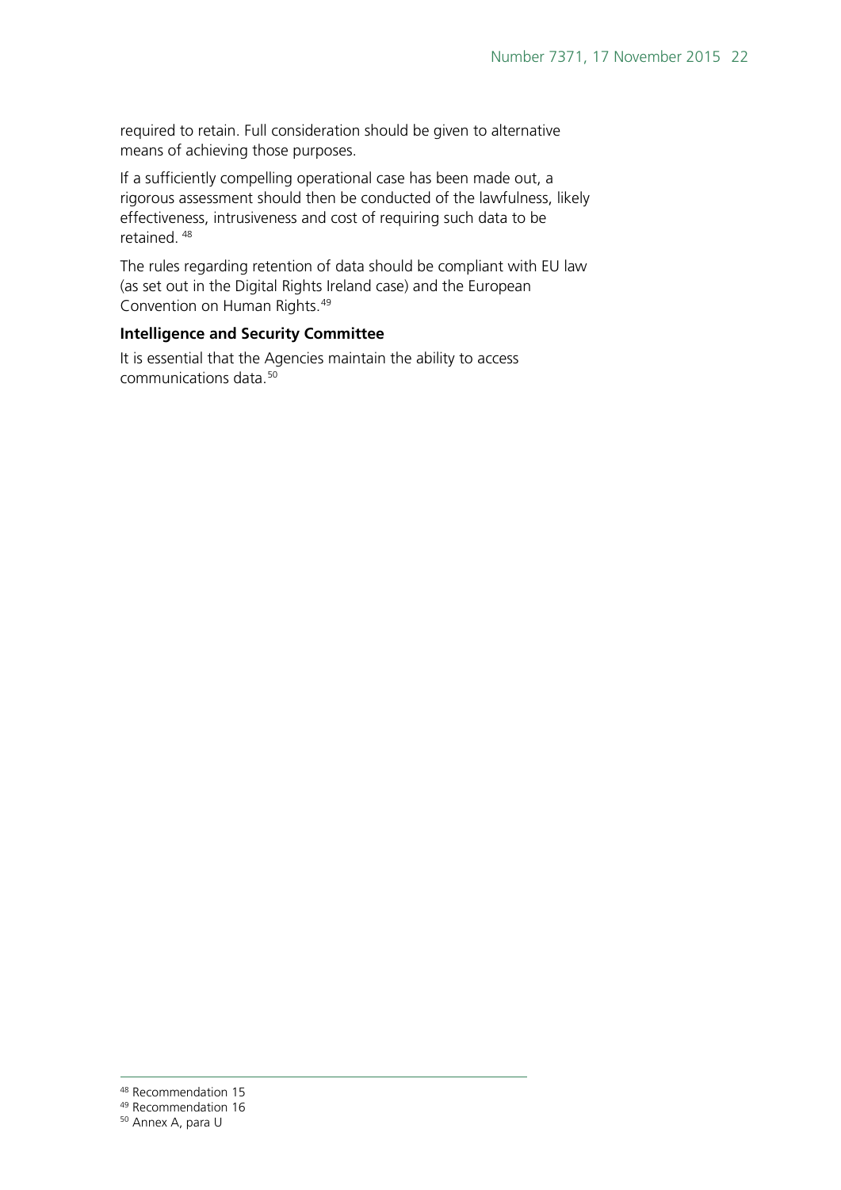required to retain. Full consideration should be given to alternative means of achieving those purposes.

If a sufficiently compelling operational case has been made out, a rigorous assessment should then be conducted of the lawfulness, likely effectiveness, intrusiveness and cost of requiring such data to be retained. [48]

The rules regarding retention of data should be compliant with EU law (as set out in the Digital Rights Ireland case) and the European Convention on Human Rights.[49]

**Intelligence and Security Committee**

It is essential that the Agencies maintain the ability to access communications data.[50]

---

[48] Recommendation 15

[49] Recommendation 16

[50] Annex A, para U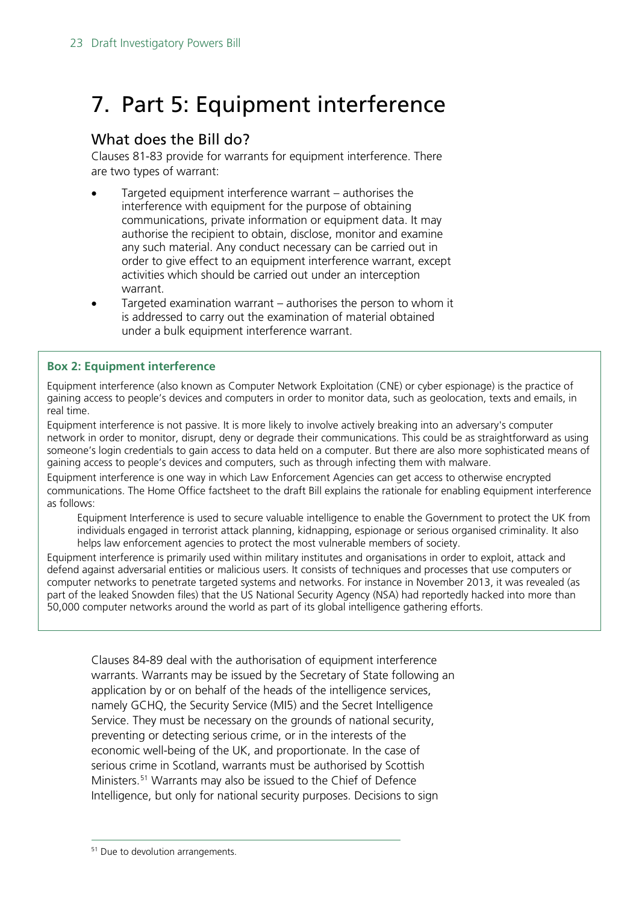# 7. Part 5: Equipment interference

## What does the Bill do?

Clauses 81-83 provide for warrants for equipment interference. There are two types of warrant:

- Targeted equipment interference warrant – authorises the interference with equipment for the purpose of obtaining communications, private information or equipment data. It may authorise the recipient to obtain, disclose, monitor and examine any such material. Any conduct necessary can be carried out in order to give effect to an equipment interference warrant, except activities which should be carried out under an interception warrant.
- Targeted examination warrant – authorises the person to whom it is addressed to carry out the examination of material obtained under a bulk equipment interference warrant.

> **Box 2: Equipment interference**
>
> Equipment interference (also known as Computer Network Exploitation (CNE) or cyber espionage) is the practice of gaining access to people's devices and computers in order to monitor data, such as geolocation, texts and emails, in real time.
>
> Equipment interference is not passive. It is more likely to involve actively breaking into an adversary's computer network in order to monitor, disrupt, deny or degrade their communications. This could be as straightforward as using someone's login credentials to gain access to data held on a computer. But there are also more sophisticated means of gaining access to people's devices and computers, such as through infecting them with malware.
>
> Equipment interference is one way in which Law Enforcement Agencies can get access to otherwise encrypted communications. The Home Office factsheet to the draft Bill explains the rationale for enabling equipment interference as follows:
>
> > Equipment Interference is used to secure valuable intelligence to enable the Government to protect the UK from individuals engaged in terrorist attack planning, kidnapping, espionage or serious organised criminality. It also helps law enforcement agencies to protect the most vulnerable members of society.
>
> Equipment interference is primarily used within military institutes and organisations in order to exploit, attack and defend against adversarial entities or malicious users. It consists of techniques and processes that use computers or computer networks to penetrate targeted systems and networks. For instance in November 2013, it was revealed (as part of the leaked Snowden files) that the US National Security Agency (NSA) had reportedly hacked into more than 50,000 computer networks around the world as part of its global intelligence gathering efforts.

Clauses 84-89 deal with the authorisation of equipment interference warrants. Warrants may be issued by the Secretary of State following an application by or on behalf of the heads of the intelligence services, namely GCHQ, the Security Service (MI5) and the Secret Intelligence Service. They must be necessary on the grounds of national security, preventing or detecting serious crime, or in the interests of the economic well-being of the UK, and proportionate. In the case of serious crime in Scotland, warrants must be authorised by Scottish Ministers.[51] Warrants may also be issued to the Chief of Defence Intelligence, but only for national security purposes. Decisions to sign

[51] Due to devolution arrangements.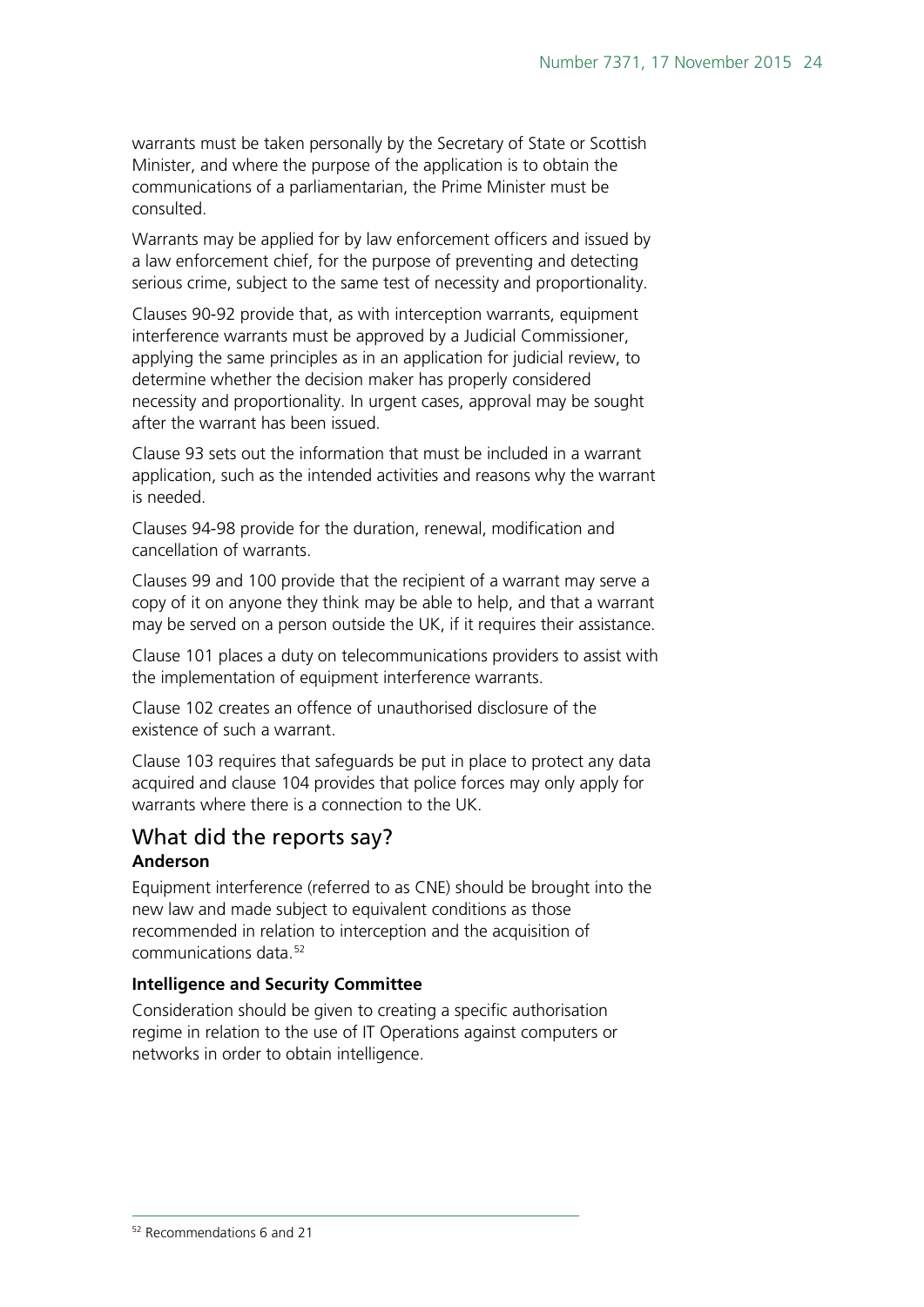warrants must be taken personally by the Secretary of State or Scottish Minister, and where the purpose of the application is to obtain the communications of a parliamentarian, the Prime Minister must be consulted.

Warrants may be applied for by law enforcement officers and issued by a law enforcement chief, for the purpose of preventing and detecting serious crime, subject to the same test of necessity and proportionality.

Clauses 90-92 provide that, as with interception warrants, equipment interference warrants must be approved by a Judicial Commissioner, applying the same principles as in an application for judicial review, to determine whether the decision maker has properly considered necessity and proportionality. In urgent cases, approval may be sought after the warrant has been issued.

Clause 93 sets out the information that must be included in a warrant application, such as the intended activities and reasons why the warrant is needed.

Clauses 94-98 provide for the duration, renewal, modification and cancellation of warrants.

Clauses 99 and 100 provide that the recipient of a warrant may serve a copy of it on anyone they think may be able to help, and that a warrant may be served on a person outside the UK, if it requires their assistance.

Clause 101 places a duty on telecommunications providers to assist with the implementation of equipment interference warrants.

Clause 102 creates an offence of unauthorised disclosure of the existence of such a warrant.

Clause 103 requires that safeguards be put in place to protect any data acquired and clause 104 provides that police forces may only apply for warrants where there is a connection to the UK.

## What did the reports say?

### Anderson

Equipment interference (referred to as CNE) should be brought into the new law and made subject to equivalent conditions as those recommended in relation to interception and the acquisition of communications data.[52]

### Intelligence and Security Committee

Consideration should be given to creating a specific authorisation regime in relation to the use of IT Operations against computers or networks in order to obtain intelligence.

[52] Recommendations 6 and 21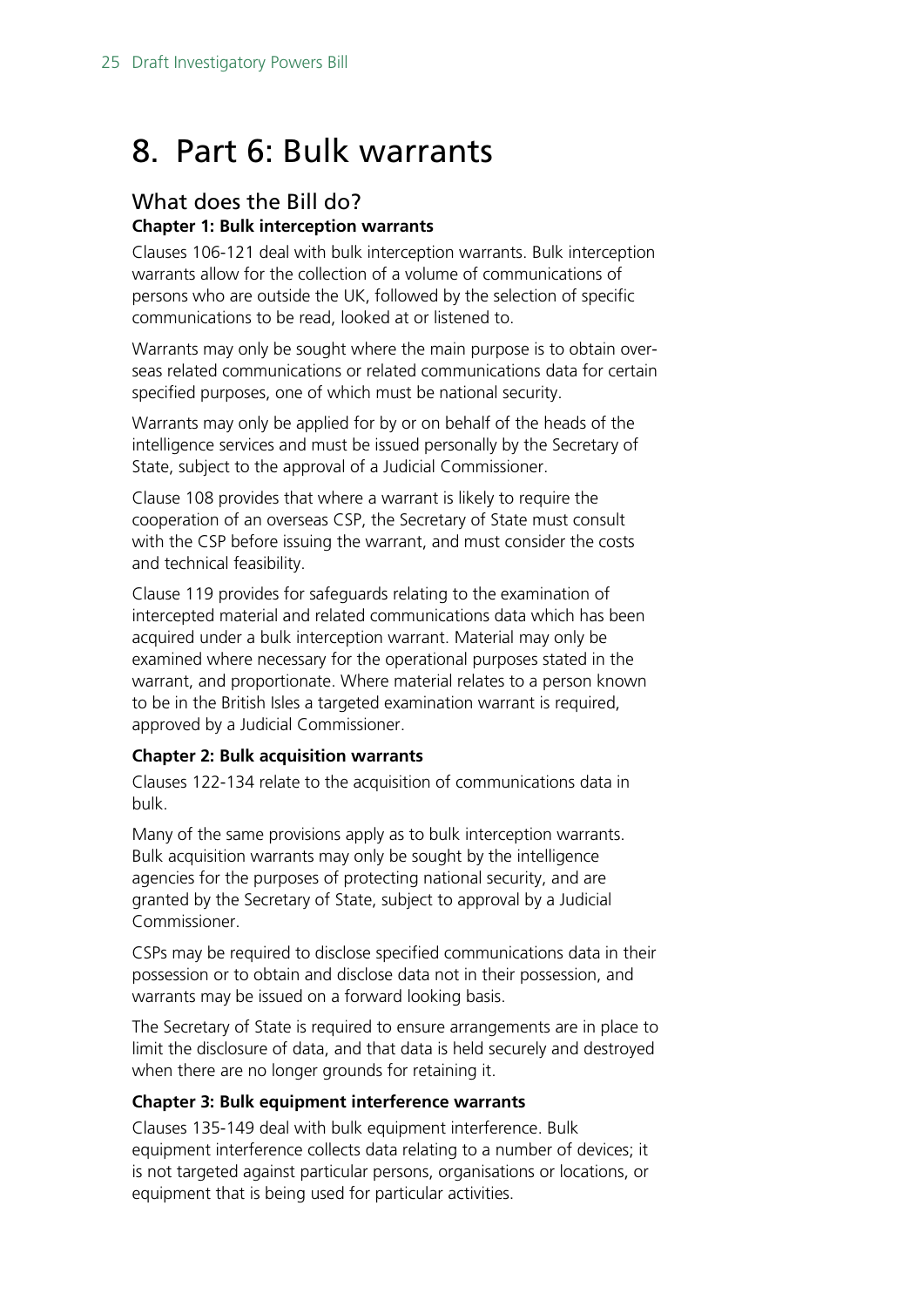# 8. Part 6: Bulk warrants

## What does the Bill do?

### Chapter 1: Bulk interception warrants

Clauses 106-121 deal with bulk interception warrants. Bulk interception warrants allow for the collection of a volume of communications of persons who are outside the UK, followed by the selection of specific communications to be read, looked at or listened to.

Warrants may only be sought where the main purpose is to obtain overseas related communications or related communications data for certain specified purposes, one of which must be national security.

Warrants may only be applied for by or on behalf of the heads of the intelligence services and must be issued personally by the Secretary of State, subject to the approval of a Judicial Commissioner.

Clause 108 provides that where a warrant is likely to require the cooperation of an overseas CSP, the Secretary of State must consult with the CSP before issuing the warrant, and must consider the costs and technical feasibility.

Clause 119 provides for safeguards relating to the examination of intercepted material and related communications data which has been acquired under a bulk interception warrant. Material may only be examined where necessary for the operational purposes stated in the warrant, and proportionate. Where material relates to a person known to be in the British Isles a targeted examination warrant is required, approved by a Judicial Commissioner.

### Chapter 2: Bulk acquisition warrants

Clauses 122-134 relate to the acquisition of communications data in bulk.

Many of the same provisions apply as to bulk interception warrants. Bulk acquisition warrants may only be sought by the intelligence agencies for the purposes of protecting national security, and are granted by the Secretary of State, subject to approval by a Judicial Commissioner.

CSPs may be required to disclose specified communications data in their possession or to obtain and disclose data not in their possession, and warrants may be issued on a forward looking basis.

The Secretary of State is required to ensure arrangements are in place to limit the disclosure of data, and that data is held securely and destroyed when there are no longer grounds for retaining it.

### Chapter 3: Bulk equipment interference warrants

Clauses 135-149 deal with bulk equipment interference. Bulk equipment interference collects data relating to a number of devices; it is not targeted against particular persons, organisations or locations, or equipment that is being used for particular activities.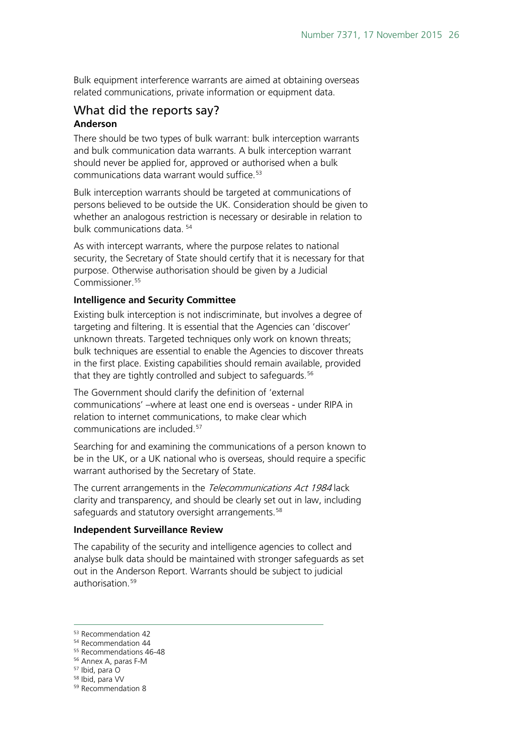Bulk equipment interference warrants are aimed at obtaining overseas related communications, private information or equipment data.

## What did the reports say?

### Anderson

There should be two types of bulk warrant: bulk interception warrants and bulk communication data warrants. A bulk interception warrant should never be applied for, approved or authorised when a bulk communications data warrant would suffice.[53]

Bulk interception warrants should be targeted at communications of persons believed to be outside the UK. Consideration should be given to whether an analogous restriction is necessary or desirable in relation to bulk communications data. [54]

As with intercept warrants, where the purpose relates to national security, the Secretary of State should certify that it is necessary for that purpose. Otherwise authorisation should be given by a Judicial Commissioner.[55]

### Intelligence and Security Committee

Existing bulk interception is not indiscriminate, but involves a degree of targeting and filtering. It is essential that the Agencies can 'discover' unknown threats. Targeted techniques only work on known threats; bulk techniques are essential to enable the Agencies to discover threats in the first place. Existing capabilities should remain available, provided that they are tightly controlled and subject to safeguards.[56]

The Government should clarify the definition of 'external communications' –where at least one end is overseas - under RIPA in relation to internet communications, to make clear which communications are included.[57]

Searching for and examining the communications of a person known to be in the UK, or a UK national who is overseas, should require a specific warrant authorised by the Secretary of State.

The current arrangements in the *Telecommunications Act 1984* lack clarity and transparency, and should be clearly set out in law, including safeguards and statutory oversight arrangements.[58]

### Independent Surveillance Review

The capability of the security and intelligence agencies to collect and analyse bulk data should be maintained with stronger safeguards as set out in the Anderson Report. Warrants should be subject to judicial authorisation.[59]

---

[53] Recommendation 42
[54] Recommendation 44
[55] Recommendations 46-48
[56] Annex A, paras F-M
[57] Ibid, para O
[58] Ibid, para VV
[59] Recommendation 8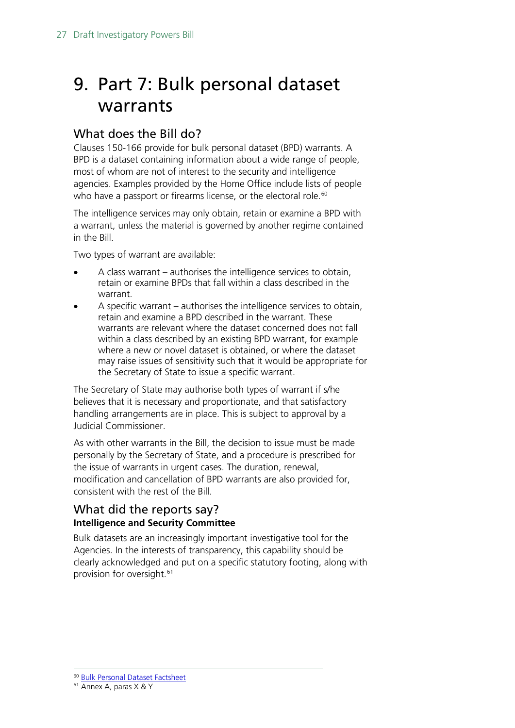# 9. Part 7: Bulk personal dataset warrants

## What does the Bill do?

Clauses 150-166 provide for bulk personal dataset (BPD) warrants. A BPD is a dataset containing information about a wide range of people, most of whom are not of interest to the security and intelligence agencies. Examples provided by the Home Office include lists of people who have a passport or firearms license, or the electoral role.[60]

The intelligence services may only obtain, retain or examine a BPD with a warrant, unless the material is governed by another regime contained in the Bill.

Two types of warrant are available:

- A class warrant – authorises the intelligence services to obtain, retain or examine BPDs that fall within a class described in the warrant.
- A specific warrant – authorises the intelligence services to obtain, retain and examine a BPD described in the warrant. These warrants are relevant where the dataset concerned does not fall within a class described by an existing BPD warrant, for example where a new or novel dataset is obtained, or where the dataset may raise issues of sensitivity such that it would be appropriate for the Secretary of State to issue a specific warrant.

The Secretary of State may authorise both types of warrant if s/he believes that it is necessary and proportionate, and that satisfactory handling arrangements are in place. This is subject to approval by a Judicial Commissioner.

As with other warrants in the Bill, the decision to issue must be made personally by the Secretary of State, and a procedure is prescribed for the issue of warrants in urgent cases. The duration, renewal, modification and cancellation of BPD warrants are also provided for, consistent with the rest of the Bill.

## What did the reports say?

### Intelligence and Security Committee

Bulk datasets are an increasingly important investigative tool for the Agencies. In the interests of transparency, this capability should be clearly acknowledged and put on a specific statutory footing, along with provision for oversight.[61]

---

[60] Bulk Personal Dataset Factsheet

[61] Annex A, paras X & Y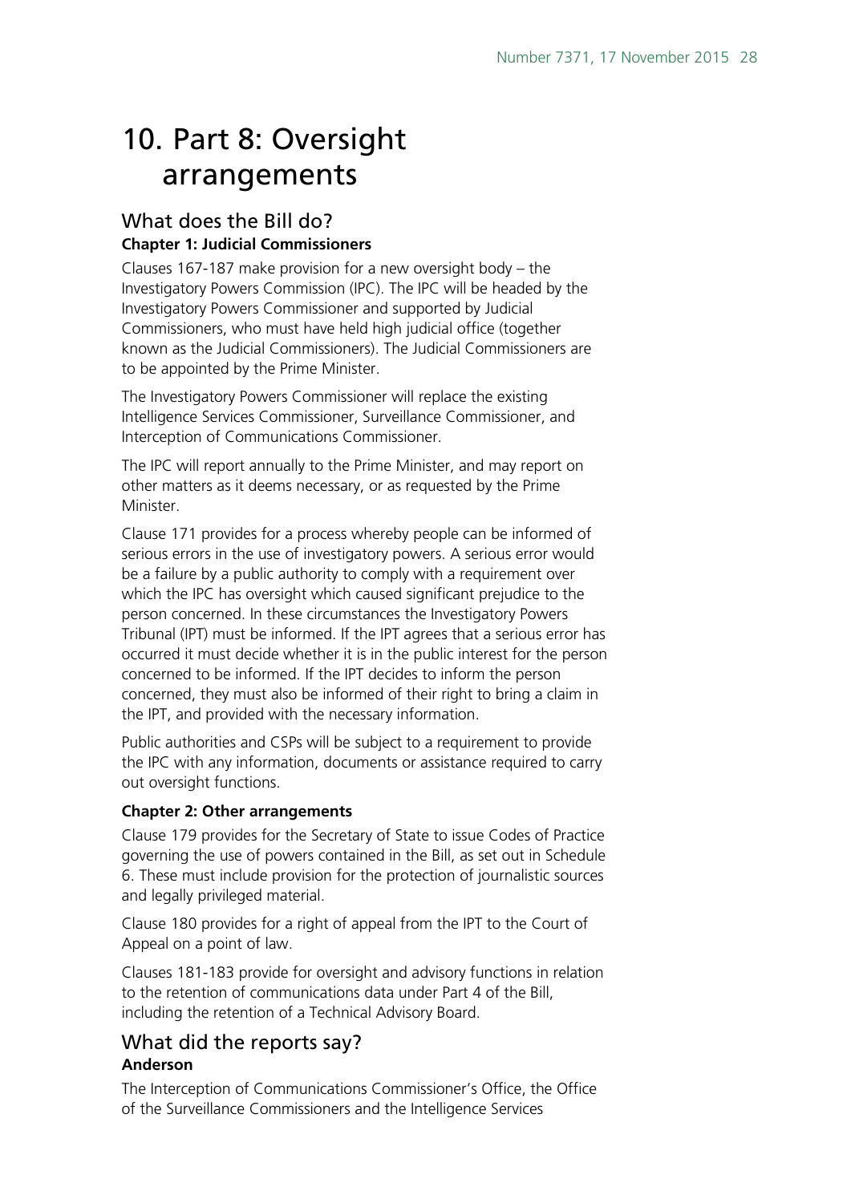# 10. Part 8: Oversight arrangements

## What does the Bill do?

### Chapter 1: Judicial Commissioners

Clauses 167-187 make provision for a new oversight body – the Investigatory Powers Commission (IPC). The IPC will be headed by the Investigatory Powers Commissioner and supported by Judicial Commissioners, who must have held high judicial office (together known as the Judicial Commissioners). The Judicial Commissioners are to be appointed by the Prime Minister.

The Investigatory Powers Commissioner will replace the existing Intelligence Services Commissioner, Surveillance Commissioner, and Interception of Communications Commissioner.

The IPC will report annually to the Prime Minister, and may report on other matters as it deems necessary, or as requested by the Prime Minister.

Clause 171 provides for a process whereby people can be informed of serious errors in the use of investigatory powers. A serious error would be a failure by a public authority to comply with a requirement over which the IPC has oversight which caused significant prejudice to the person concerned. In these circumstances the Investigatory Powers Tribunal (IPT) must be informed. If the IPT agrees that a serious error has occurred it must decide whether it is in the public interest for the person concerned to be informed. If the IPT decides to inform the person concerned, they must also be informed of their right to bring a claim in the IPT, and provided with the necessary information.

Public authorities and CSPs will be subject to a requirement to provide the IPC with any information, documents or assistance required to carry out oversight functions.

### Chapter 2: Other arrangements

Clause 179 provides for the Secretary of State to issue Codes of Practice governing the use of powers contained in the Bill, as set out in Schedule 6. These must include provision for the protection of journalistic sources and legally privileged material.

Clause 180 provides for a right of appeal from the IPT to the Court of Appeal on a point of law.

Clauses 181-183 provide for oversight and advisory functions in relation to the retention of communications data under Part 4 of the Bill, including the retention of a Technical Advisory Board.

## What did the reports say?

### Anderson

The Interception of Communications Commissioner's Office, the Office of the Surveillance Commissioners and the Intelligence Services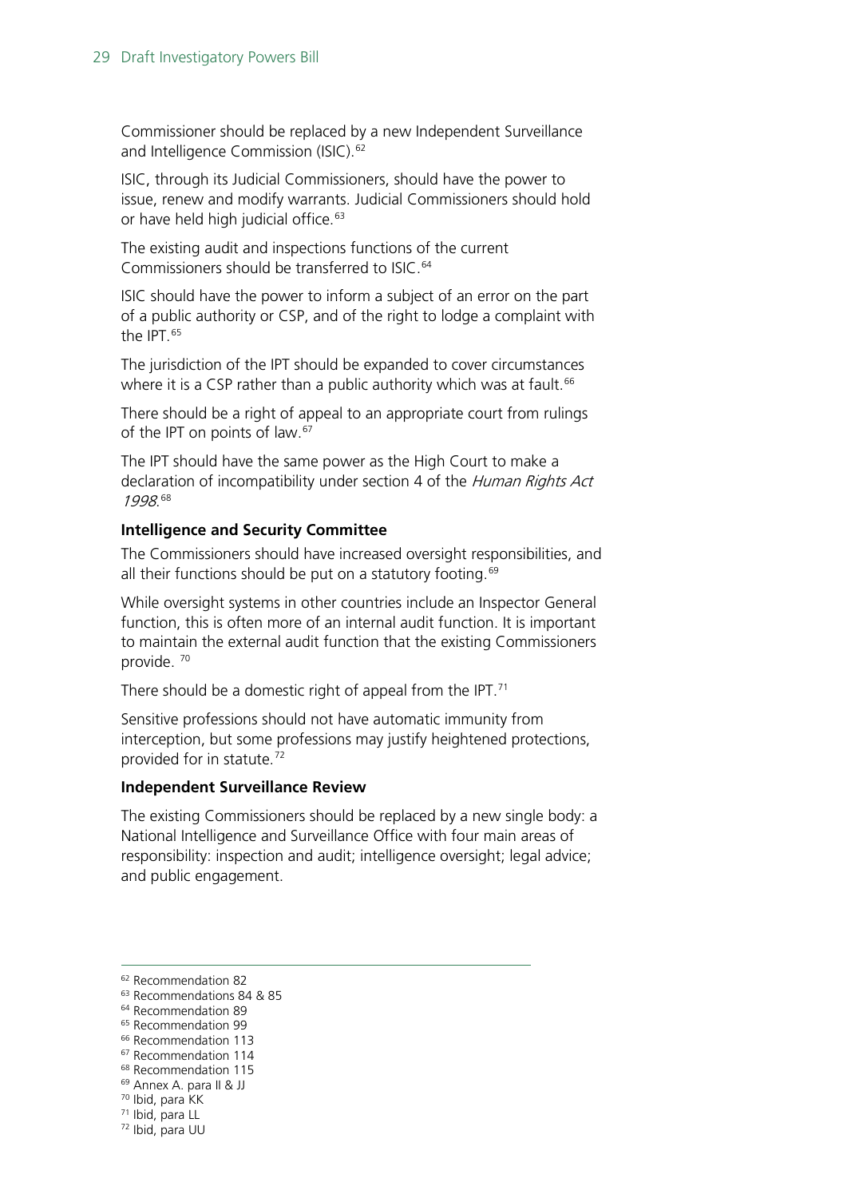Commissioner should be replaced by a new Independent Surveillance and Intelligence Commission (ISIC).[62]

ISIC, through its Judicial Commissioners, should have the power to issue, renew and modify warrants. Judicial Commissioners should hold or have held high judicial office.[63]

The existing audit and inspections functions of the current Commissioners should be transferred to ISIC.[64]

ISIC should have the power to inform a subject of an error on the part of a public authority or CSP, and of the right to lodge a complaint with the IPT.[65]

The jurisdiction of the IPT should be expanded to cover circumstances where it is a CSP rather than a public authority which was at fault.[66]

There should be a right of appeal to an appropriate court from rulings of the IPT on points of law.[67]

The IPT should have the same power as the High Court to make a declaration of incompatibility under section 4 of the *Human Rights Act 1998*.[68]

**Intelligence and Security Committee**

The Commissioners should have increased oversight responsibilities, and all their functions should be put on a statutory footing.[69]

While oversight systems in other countries include an Inspector General function, this is often more of an internal audit function. It is important to maintain the external audit function that the existing Commissioners provide. [70]

There should be a domestic right of appeal from the IPT.[71]

Sensitive professions should not have automatic immunity from interception, but some professions may justify heightened protections, provided for in statute.[72]

**Independent Surveillance Review**

The existing Commissioners should be replaced by a new single body: a National Intelligence and Surveillance Office with four main areas of responsibility: inspection and audit; intelligence oversight; legal advice; and public engagement.

---

[62] Recommendation 82
[63] Recommendations 84 & 85
[64] Recommendation 89
[65] Recommendation 99
[66] Recommendation 113
[67] Recommendation 114
[68] Recommendation 115
[69] Annex A. para II & JJ
[70] Ibid, para KK
[71] Ibid, para LL
[72] Ibid, para UU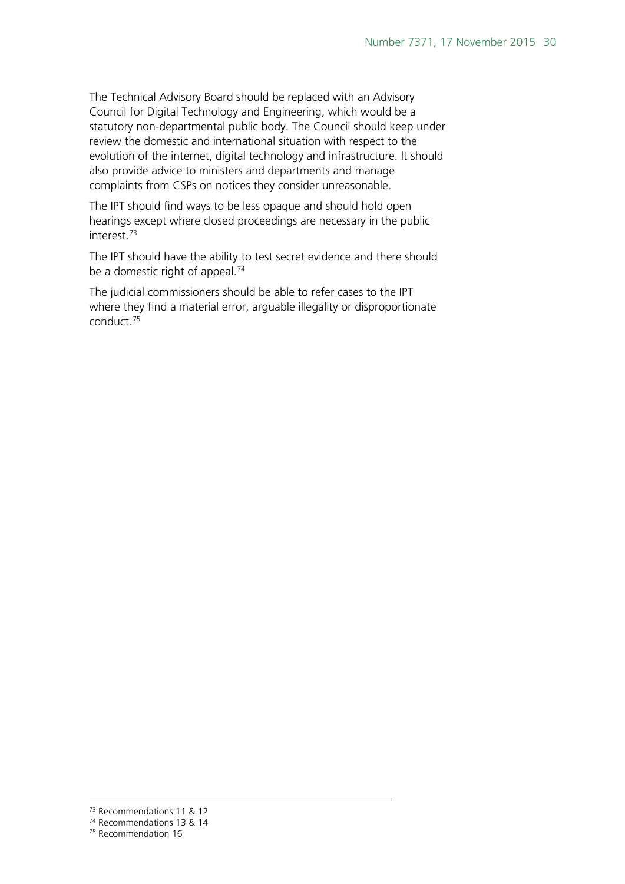The Technical Advisory Board should be replaced with an Advisory Council for Digital Technology and Engineering, which would be a statutory non-departmental public body. The Council should keep under review the domestic and international situation with respect to the evolution of the internet, digital technology and infrastructure. It should also provide advice to ministers and departments and manage complaints from CSPs on notices they consider unreasonable.

The IPT should find ways to be less opaque and should hold open hearings except where closed proceedings are necessary in the public interest.[73]

The IPT should have the ability to test secret evidence and there should be a domestic right of appeal.[74]

The judicial commissioners should be able to refer cases to the IPT where they find a material error, arguable illegality or disproportionate conduct.[75]

[73] Recommendations 11 & 12

[74] Recommendations 13 & 14

[75] Recommendation 16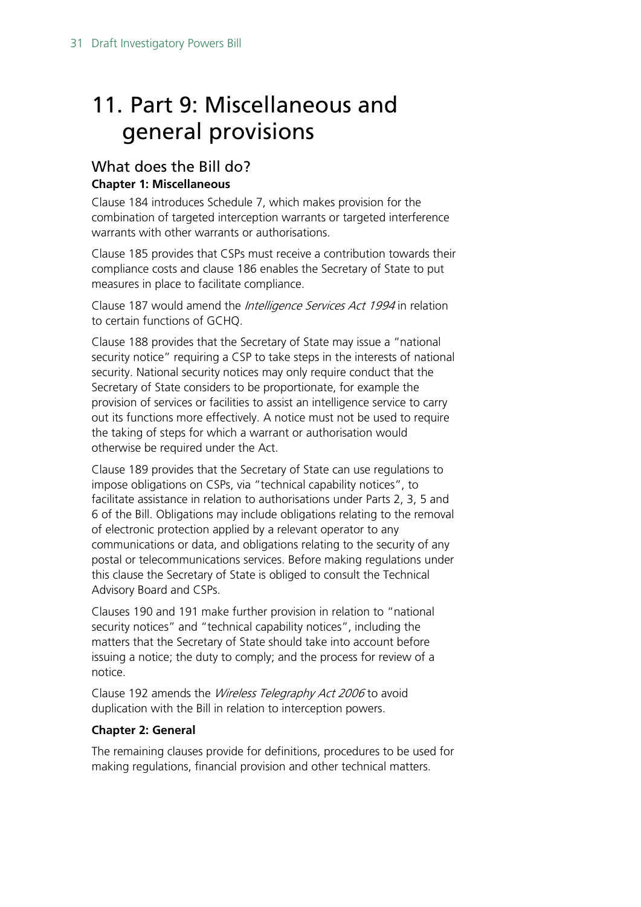# 11. Part 9: Miscellaneous and general provisions

## What does the Bill do?

**Chapter 1: Miscellaneous**

Clause 184 introduces Schedule 7, which makes provision for the combination of targeted interception warrants or targeted interference warrants with other warrants or authorisations.

Clause 185 provides that CSPs must receive a contribution towards their compliance costs and clause 186 enables the Secretary of State to put measures in place to facilitate compliance.

Clause 187 would amend the *Intelligence Services Act 1994* in relation to certain functions of GCHQ.

Clause 188 provides that the Secretary of State may issue a "national security notice" requiring a CSP to take steps in the interests of national security. National security notices may only require conduct that the Secretary of State considers to be proportionate, for example the provision of services or facilities to assist an intelligence service to carry out its functions more effectively. A notice must not be used to require the taking of steps for which a warrant or authorisation would otherwise be required under the Act.

Clause 189 provides that the Secretary of State can use regulations to impose obligations on CSPs, via "technical capability notices", to facilitate assistance in relation to authorisations under Parts 2, 3, 5 and 6 of the Bill. Obligations may include obligations relating to the removal of electronic protection applied by a relevant operator to any communications or data, and obligations relating to the security of any postal or telecommunications services. Before making regulations under this clause the Secretary of State is obliged to consult the Technical Advisory Board and CSPs.

Clauses 190 and 191 make further provision in relation to "national security notices" and "technical capability notices", including the matters that the Secretary of State should take into account before issuing a notice; the duty to comply; and the process for review of a notice.

Clause 192 amends the *Wireless Telegraphy Act 2006* to avoid duplication with the Bill in relation to interception powers.

**Chapter 2: General**

The remaining clauses provide for definitions, procedures to be used for making regulations, financial provision and other technical matters.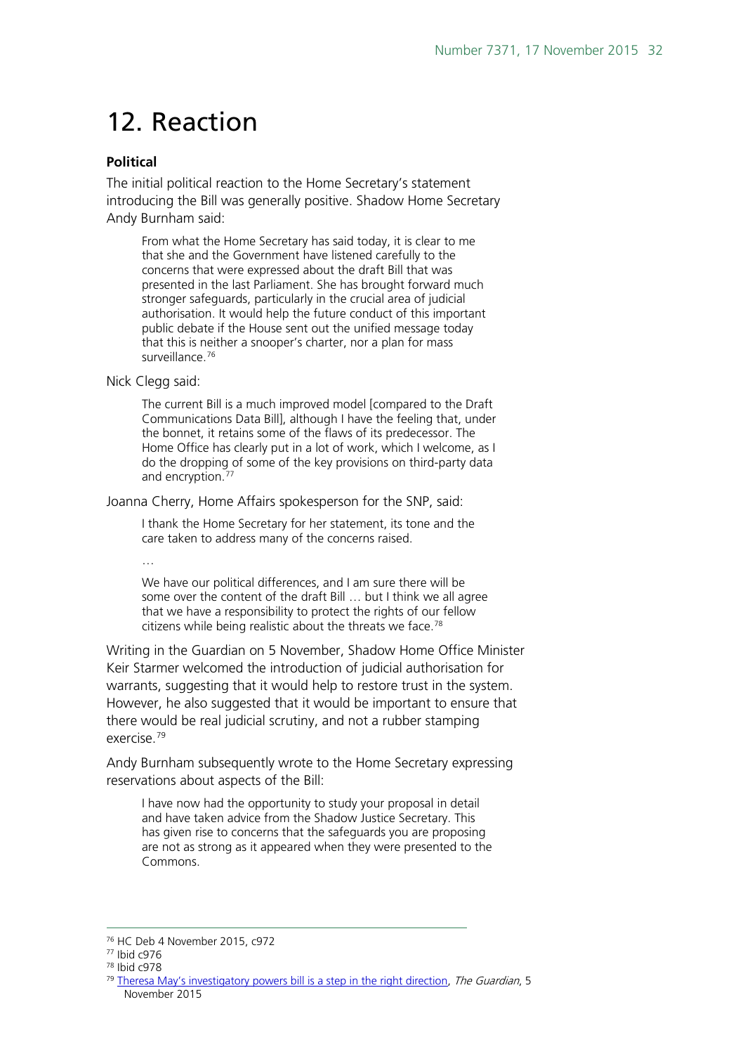# 12. Reaction

**Political**

The initial political reaction to the Home Secretary's statement introducing the Bill was generally positive. Shadow Home Secretary Andy Burnham said:

> From what the Home Secretary has said today, it is clear to me that she and the Government have listened carefully to the concerns that were expressed about the draft Bill that was presented in the last Parliament. She has brought forward much stronger safeguards, particularly in the crucial area of judicial authorisation. It would help the future conduct of this important public debate if the House sent out the unified message today that this is neither a snooper's charter, nor a plan for mass surveillance.[76]

Nick Clegg said:

> The current Bill is a much improved model [compared to the Draft Communications Data Bill], although I have the feeling that, under the bonnet, it retains some of the flaws of its predecessor. The Home Office has clearly put in a lot of work, which I welcome, as I do the dropping of some of the key provisions on third-party data and encryption.[77]

Joanna Cherry, Home Affairs spokesperson for the SNP, said:

> I thank the Home Secretary for her statement, its tone and the care taken to address many of the concerns raised.
>
> …
>
> We have our political differences, and I am sure there will be some over the content of the draft Bill … but I think we all agree that we have a responsibility to protect the rights of our fellow citizens while being realistic about the threats we face.[78]

Writing in the Guardian on 5 November, Shadow Home Office Minister Keir Starmer welcomed the introduction of judicial authorisation for warrants, suggesting that it would help to restore trust in the system. However, he also suggested that it would be important to ensure that there would be real judicial scrutiny, and not a rubber stamping exercise.[79]

Andy Burnham subsequently wrote to the Home Secretary expressing reservations about aspects of the Bill:

> I have now had the opportunity to study your proposal in detail and have taken advice from the Shadow Justice Secretary. This has given rise to concerns that the safeguards you are proposing are not as strong as it appeared when they were presented to the Commons.

---

[76] HC Deb 4 November 2015, c972

[77] Ibid c976

[78] Ibid c978

[79] Theresa May's investigatory powers bill is a step in the right direction, *The Guardian*, 5 November 2015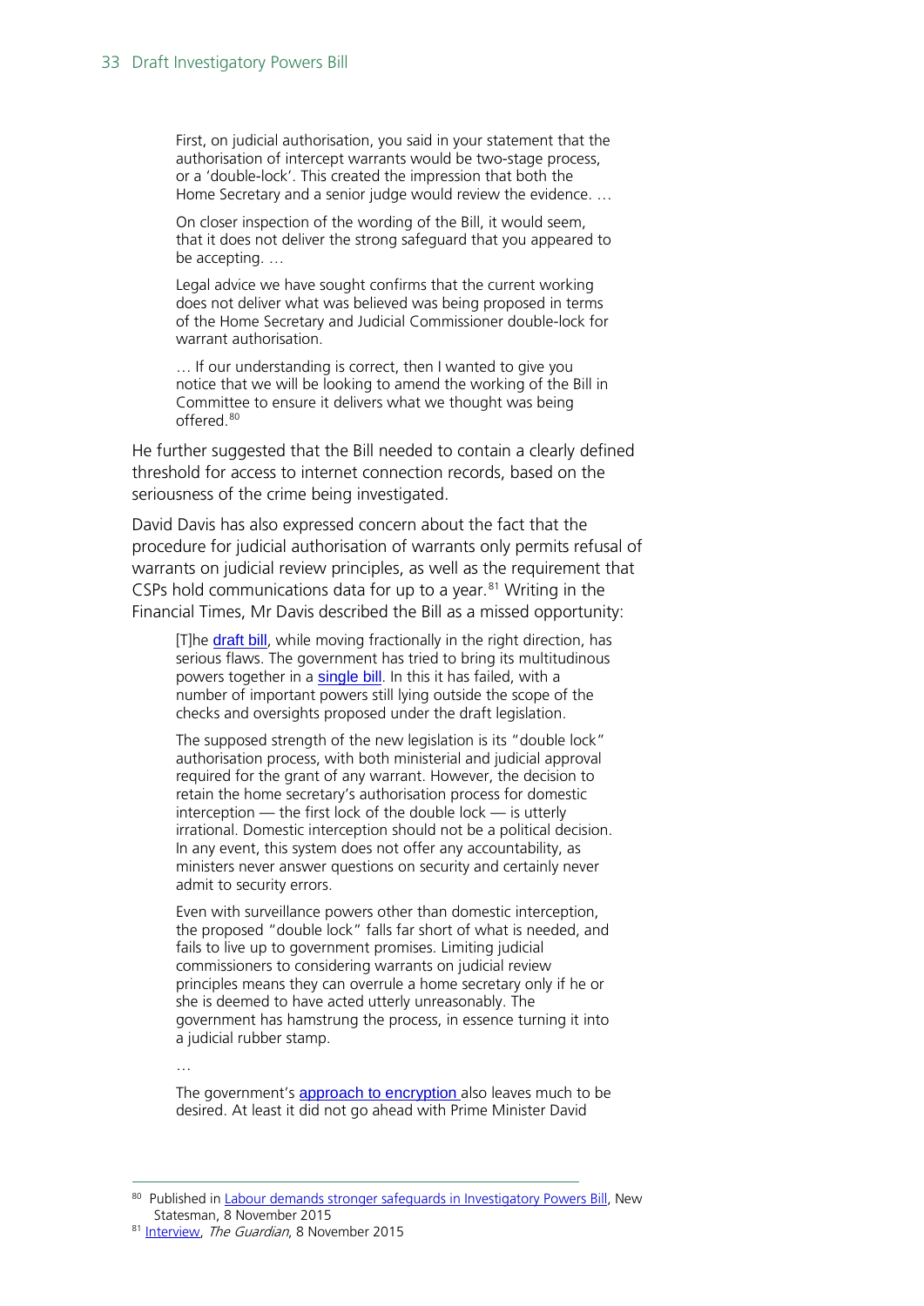> First, on judicial authorisation, you said in your statement that the authorisation of intercept warrants would be two-stage process, or a 'double-lock'. This created the impression that both the Home Secretary and a senior judge would review the evidence. …
>
> On closer inspection of the wording of the Bill, it would seem, that it does not deliver the strong safeguard that you appeared to be accepting. …
>
> Legal advice we have sought confirms that the current working does not deliver what was believed was being proposed in terms of the Home Secretary and Judicial Commissioner double-lock for warrant authorisation.
>
> … If our understanding is correct, then I wanted to give you notice that we will be looking to amend the working of the Bill in Committee to ensure it delivers what we thought was being offered.[80]

He further suggested that the Bill needed to contain a clearly defined threshold for access to internet connection records, based on the seriousness of the crime being investigated.

David Davis has also expressed concern about the fact that the procedure for judicial authorisation of warrants only permits refusal of warrants on judicial review principles, as well as the requirement that CSPs hold communications data for up to a year.[81] Writing in the Financial Times, Mr Davis described the Bill as a missed opportunity:

> [T]he draft bill, while moving fractionally in the right direction, has serious flaws. The government has tried to bring its multitudinous powers together in a single bill. In this it has failed, with a number of important powers still lying outside the scope of the checks and oversights proposed under the draft legislation.
>
> The supposed strength of the new legislation is its "double lock" authorisation process, with both ministerial and judicial approval required for the grant of any warrant. However, the decision to retain the home secretary's authorisation process for domestic interception — the first lock of the double lock — is utterly irrational. Domestic interception should not be a political decision. In any event, this system does not offer any accountability, as ministers never answer questions on security and certainly never admit to security errors.
>
> Even with surveillance powers other than domestic interception, the proposed "double lock" falls far short of what is needed, and fails to live up to government promises. Limiting judicial commissioners to considering warrants on judicial review principles means they can overrule a home secretary only if he or she is deemed to have acted utterly unreasonably. The government has hamstrung the process, in essence turning it into a judicial rubber stamp.
>
> …
>
> The government's approach to encryption also leaves much to be desired. At least it did not go ahead with Prime Minister David

---

[80] Published in Labour demands stronger safeguards in Investigatory Powers Bill, New Statesman, 8 November 2015

[81] Interview, *The Guardian*, 8 November 2015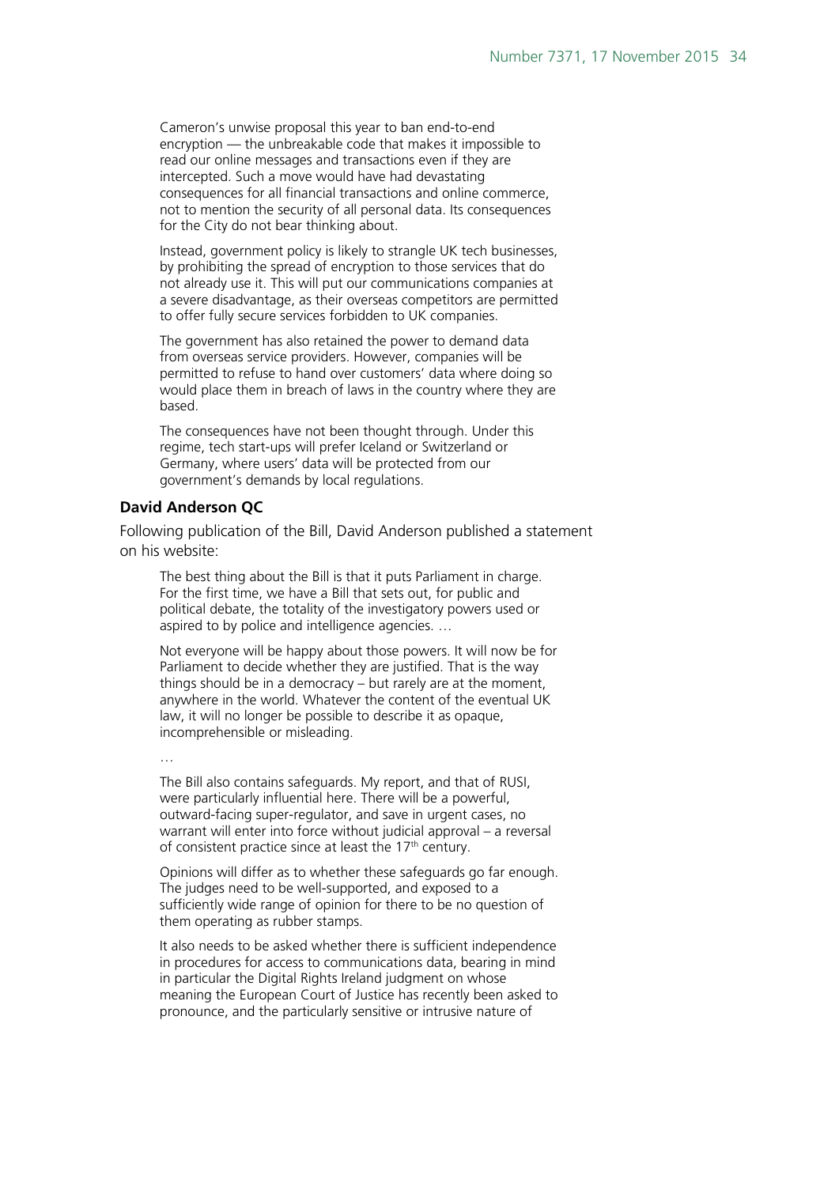> Cameron's unwise proposal this year to ban end-to-end encryption — the unbreakable code that makes it impossible to read our online messages and transactions even if they are intercepted. Such a move would have had devastating consequences for all financial transactions and online commerce, not to mention the security of all personal data. Its consequences for the City do not bear thinking about.
>
> Instead, government policy is likely to strangle UK tech businesses, by prohibiting the spread of encryption to those services that do not already use it. This will put our communications companies at a severe disadvantage, as their overseas competitors are permitted to offer fully secure services forbidden to UK companies.
>
> The government has also retained the power to demand data from overseas service providers. However, companies will be permitted to refuse to hand over customers' data where doing so would place them in breach of laws in the country where they are based.
>
> The consequences have not been thought through. Under this regime, tech start-ups will prefer Iceland or Switzerland or Germany, where users' data will be protected from our government's demands by local regulations.

**David Anderson QC**

Following publication of the Bill, David Anderson published a statement on his website:

> The best thing about the Bill is that it puts Parliament in charge. For the first time, we have a Bill that sets out, for public and political debate, the totality of the investigatory powers used or aspired to by police and intelligence agencies. …
>
> Not everyone will be happy about those powers. It will now be for Parliament to decide whether they are justified. That is the way things should be in a democracy – but rarely are at the moment, anywhere in the world. Whatever the content of the eventual UK law, it will no longer be possible to describe it as opaque, incomprehensible or misleading.
>
> …
>
> The Bill also contains safeguards. My report, and that of RUSI, were particularly influential here. There will be a powerful, outward-facing super-regulator, and save in urgent cases, no warrant will enter into force without judicial approval – a reversal of consistent practice since at least the 17th century.
>
> Opinions will differ as to whether these safeguards go far enough. The judges need to be well-supported, and exposed to a sufficiently wide range of opinion for there to be no question of them operating as rubber stamps.
>
> It also needs to be asked whether there is sufficient independence in procedures for access to communications data, bearing in mind in particular the Digital Rights Ireland judgment on whose meaning the European Court of Justice has recently been asked to pronounce, and the particularly sensitive or intrusive nature of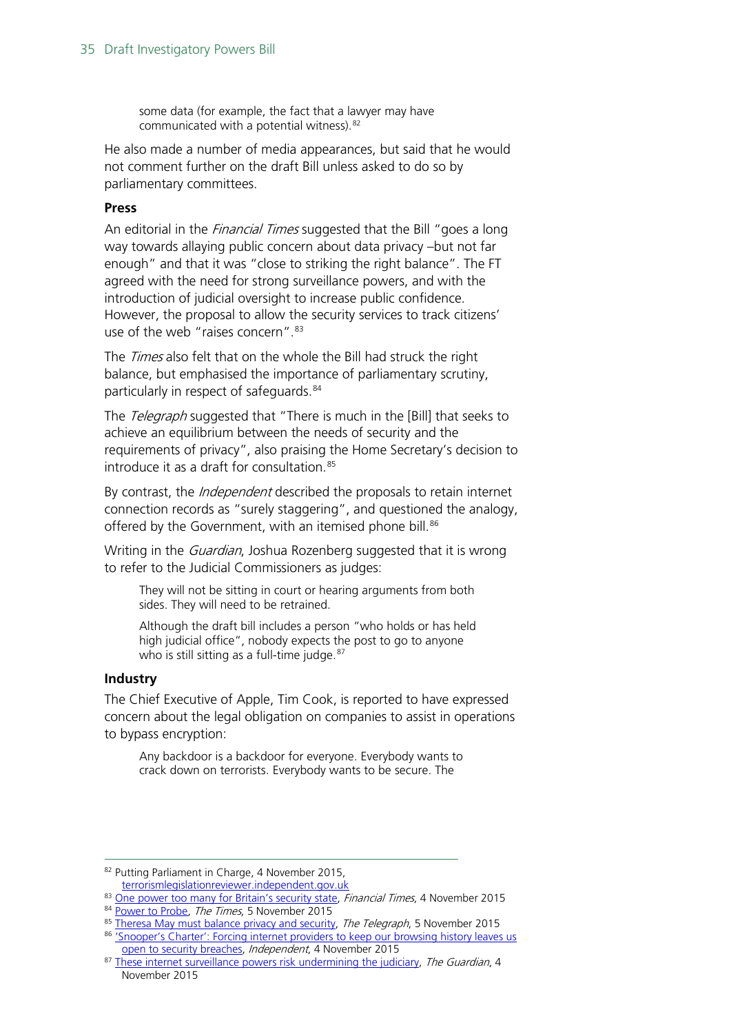> some data (for example, the fact that a lawyer may have communicated with a potential witness).[82]

He also made a number of media appearances, but said that he would not comment further on the draft Bill unless asked to do so by parliamentary committees.

### Press

An editorial in the *Financial Times* suggested that the Bill "goes a long way towards allaying public concern about data privacy –but not far enough" and that it was "close to striking the right balance". The FT agreed with the need for strong surveillance powers, and with the introduction of judicial oversight to increase public confidence. However, the proposal to allow the security services to track citizens' use of the web "raises concern".[83]

The *Times* also felt that on the whole the Bill had struck the right balance, but emphasised the importance of parliamentary scrutiny, particularly in respect of safeguards.[84]

The *Telegraph* suggested that "There is much in the [Bill] that seeks to achieve an equilibrium between the needs of security and the requirements of privacy", also praising the Home Secretary's decision to introduce it as a draft for consultation.[85]

By contrast, the *Independent* described the proposals to retain internet connection records as "surely staggering", and questioned the analogy, offered by the Government, with an itemised phone bill.[86]

Writing in the *Guardian*, Joshua Rozenberg suggested that it is wrong to refer to the Judicial Commissioners as judges:

> They will not be sitting in court or hearing arguments from both sides. They will need to be retrained.
>
> Although the draft bill includes a person "who holds or has held high judicial office", nobody expects the post to go to anyone who is still sitting as a full-time judge.[87]

### Industry

The Chief Executive of Apple, Tim Cook, is reported to have expressed concern about the legal obligation on companies to assist in operations to bypass encryption:

> Any backdoor is a backdoor for everyone. Everybody wants to crack down on terrorists. Everybody wants to be secure. The

---

[82] Putting Parliament in Charge, 4 November 2015, terrorismlegislationreviewer.independent.gov.uk

[83] One power too many for Britain's security state, *Financial Times*, 4 November 2015

[84] Power to Probe, *The Times*, 5 November 2015

[85] Theresa May must balance privacy and security, *The Telegraph*, 5 November 2015

[86] 'Snooper's Charter': Forcing internet providers to keep our browsing history leaves us open to security breaches, *Independent*, 4 November 2015

[87] These internet surveillance powers risk undermining the judiciary, *The Guardian*, 4 November 2015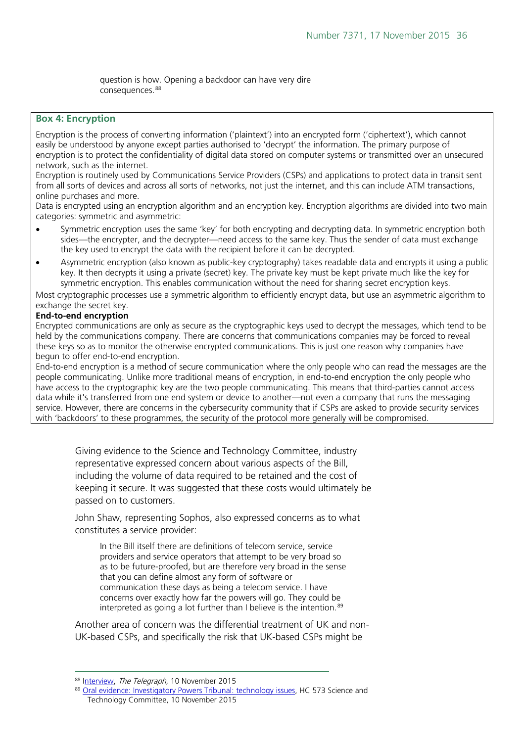> question is how. Opening a backdoor can have very dire consequences.[88]

### Box 4: Encryption

Encryption is the process of converting information ('plaintext') into an encrypted form ('ciphertext'), which cannot easily be understood by anyone except parties authorised to 'decrypt' the information. The primary purpose of encryption is to protect the confidentiality of digital data stored on computer systems or transmitted over an unsecured network, such as the internet.

Encryption is routinely used by Communications Service Providers (CSPs) and applications to protect data in transit sent from all sorts of devices and across all sorts of networks, not just the internet, and this can include ATM transactions, online purchases and more.

Data is encrypted using an encryption algorithm and an encryption key. Encryption algorithms are divided into two main categories: symmetric and asymmetric:

- Symmetric encryption uses the same 'key' for both encrypting and decrypting data. In symmetric encryption both sides—the encrypter, and the decrypter—need access to the same key. Thus the sender of data must exchange the key used to encrypt the data with the recipient before it can be decrypted.
- Asymmetric encryption (also known as public-key cryptography) takes readable data and encrypts it using a public key. It then decrypts it using a private (secret) key. The private key must be kept private much like the key for symmetric encryption. This enables communication without the need for sharing secret encryption keys.

Most cryptographic processes use a symmetric algorithm to efficiently encrypt data, but use an asymmetric algorithm to exchange the secret key.

**End-to-end encryption**

Encrypted communications are only as secure as the cryptographic keys used to decrypt the messages, which tend to be held by the communications company. There are concerns that communications companies may be forced to reveal these keys so as to monitor the otherwise encrypted communications. This is just one reason why companies have begun to offer end-to-end encryption.

End-to-end encryption is a method of secure communication where the only people who can read the messages are the people communicating. Unlike more traditional means of encryption, in end-to-end encryption the only people who have access to the cryptographic key are the two people communicating. This means that third-parties cannot access data while it's transferred from one end system or device to another—not even a company that runs the messaging service. However, there are concerns in the cybersecurity community that if CSPs are asked to provide security services with 'backdoors' to these programmes, the security of the protocol more generally will be compromised.

Giving evidence to the Science and Technology Committee, industry representative expressed concern about various aspects of the Bill, including the volume of data required to be retained and the cost of keeping it secure. It was suggested that these costs would ultimately be passed on to customers.

John Shaw, representing Sophos, also expressed concerns as to what constitutes a service provider:

> In the Bill itself there are definitions of telecom service, service providers and service operators that attempt to be very broad so as to be future-proofed, but are therefore very broad in the sense that you can define almost any form of software or communication these days as being a telecom service. I have concerns over exactly how far the powers will go. They could be interpreted as going a lot further than I believe is the intention.[89]

Another area of concern was the differential treatment of UK and non-UK-based CSPs, and specifically the risk that UK-based CSPs might be

---

[88] Interview, *The Telegraph*, 10 November 2015

[89] Oral evidence: Investigatory Powers Tribunal: technology issues, HC 573 Science and Technology Committee, 10 November 2015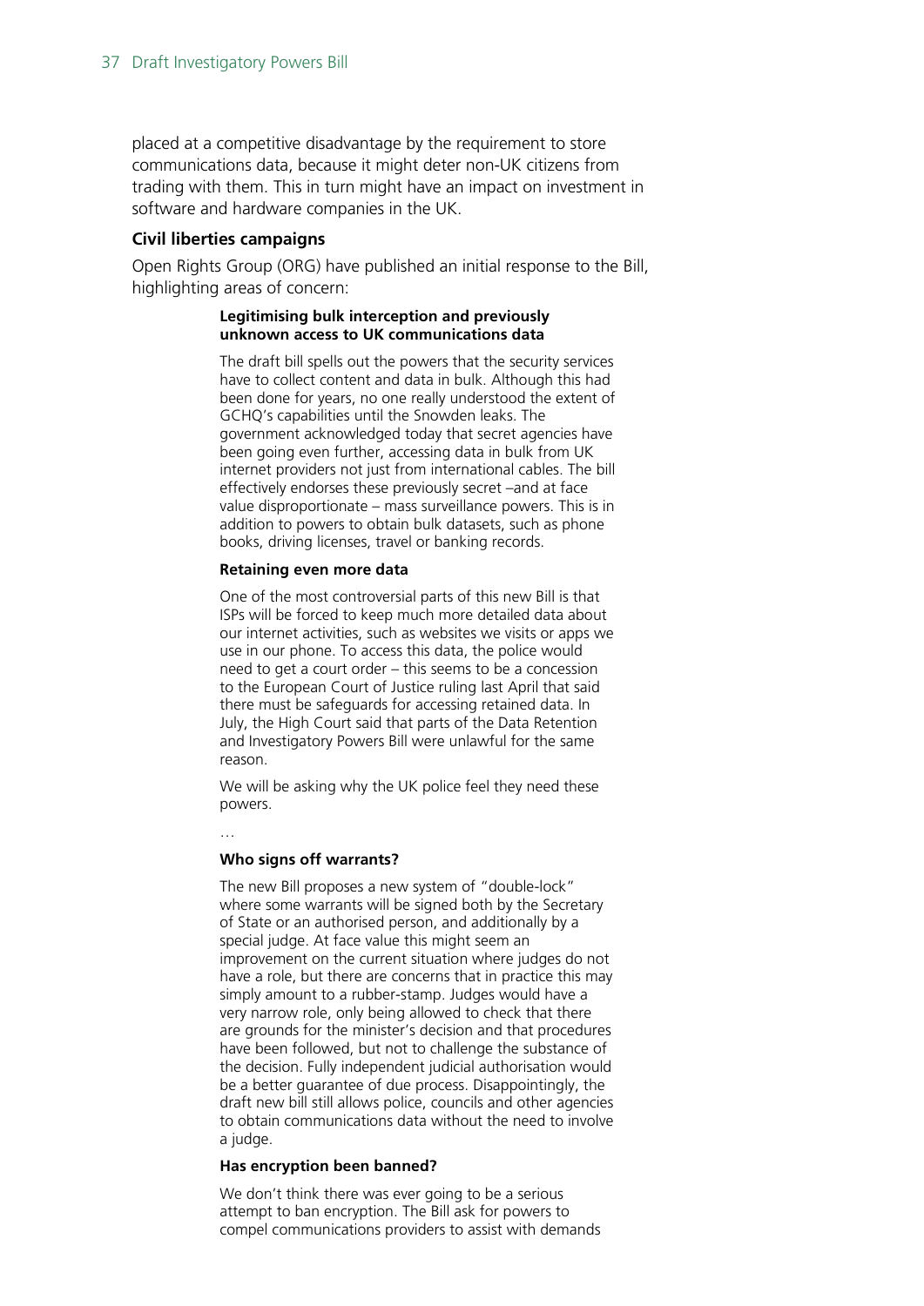placed at a competitive disadvantage by the requirement to store communications data, because it might deter non-UK citizens from trading with them. This in turn might have an impact on investment in software and hardware companies in the UK.

### Civil liberties campaigns

Open Rights Group (ORG) have published an initial response to the Bill, highlighting areas of concern:

> **Legitimising bulk interception and previously unknown access to UK communications data**
>
> The draft bill spells out the powers that the security services have to collect content and data in bulk. Although this had been done for years, no one really understood the extent of GCHQ's capabilities until the Snowden leaks. The government acknowledged today that secret agencies have been going even further, accessing data in bulk from UK internet providers not just from international cables. The bill effectively endorses these previously secret –and at face value disproportionate – mass surveillance powers. This is in addition to powers to obtain bulk datasets, such as phone books, driving licenses, travel or banking records.
>
> **Retaining even more data**
>
> One of the most controversial parts of this new Bill is that ISPs will be forced to keep much more detailed data about our internet activities, such as websites we visits or apps we use in our phone. To access this data, the police would need to get a court order – this seems to be a concession to the European Court of Justice ruling last April that said there must be safeguards for accessing retained data. In July, the High Court said that parts of the Data Retention and Investigatory Powers Bill were unlawful for the same reason.
>
> We will be asking why the UK police feel they need these powers.
>
> …
>
> **Who signs off warrants?**
>
> The new Bill proposes a new system of "double-lock" where some warrants will be signed both by the Secretary of State or an authorised person, and additionally by a special judge. At face value this might seem an improvement on the current situation where judges do not have a role, but there are concerns that in practice this may simply amount to a rubber-stamp. Judges would have a very narrow role, only being allowed to check that there are grounds for the minister's decision and that procedures have been followed, but not to challenge the substance of the decision. Fully independent judicial authorisation would be a better guarantee of due process. Disappointingly, the draft new bill still allows police, councils and other agencies to obtain communications data without the need to involve a judge.
>
> **Has encryption been banned?**
>
> We don't think there was ever going to be a serious attempt to ban encryption. The Bill ask for powers to compel communications providers to assist with demands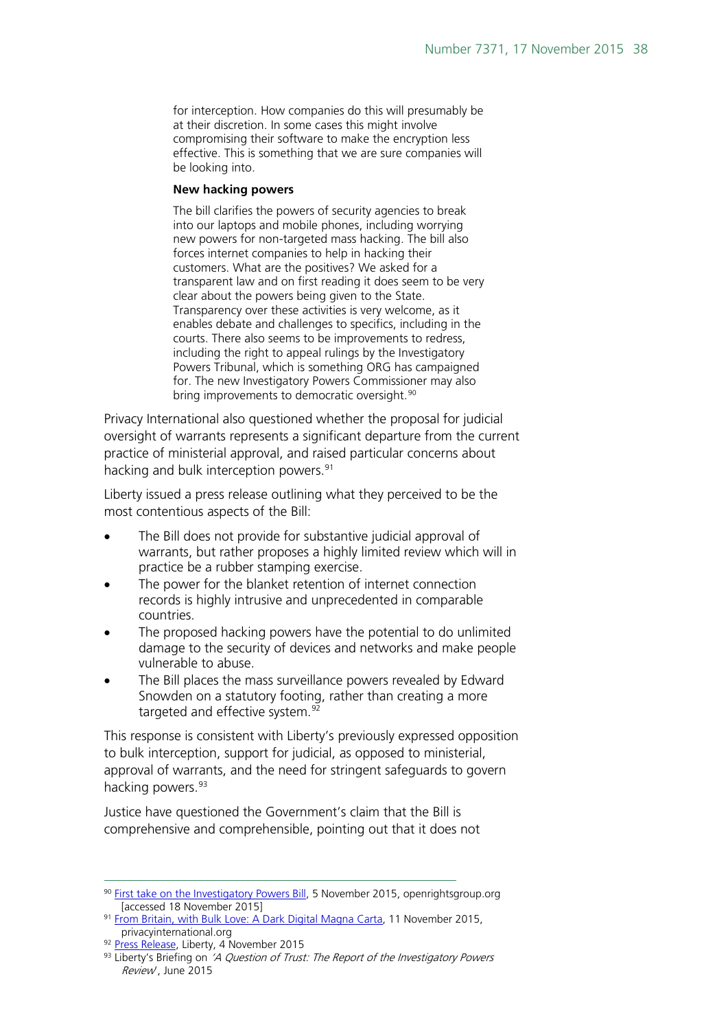> for interception. How companies do this will presumably be at their discretion. In some cases this might involve compromising their software to make the encryption less effective. This is something that we are sure companies will be looking into.
>
> **New hacking powers**
>
> The bill clarifies the powers of security agencies to break into our laptops and mobile phones, including worrying new powers for non-targeted mass hacking. The bill also forces internet companies to help in hacking their customers. What are the positives? We asked for a transparent law and on first reading it does seem to be very clear about the powers being given to the State. Transparency over these activities is very welcome, as it enables debate and challenges to specifics, including in the courts. There also seems to be improvements to redress, including the right to appeal rulings by the Investigatory Powers Tribunal, which is something ORG has campaigned for. The new Investigatory Powers Commissioner may also bring improvements to democratic oversight.[90]

Privacy International also questioned whether the proposal for judicial oversight of warrants represents a significant departure from the current practice of ministerial approval, and raised particular concerns about hacking and bulk interception powers.[91]

Liberty issued a press release outlining what they perceived to be the most contentious aspects of the Bill:

- The Bill does not provide for substantive judicial approval of warrants, but rather proposes a highly limited review which will in practice be a rubber stamping exercise.
- The power for the blanket retention of internet connection records is highly intrusive and unprecedented in comparable countries.
- The proposed hacking powers have the potential to do unlimited damage to the security of devices and networks and make people vulnerable to abuse.
- The Bill places the mass surveillance powers revealed by Edward Snowden on a statutory footing, rather than creating a more targeted and effective system.[92]

This response is consistent with Liberty's previously expressed opposition to bulk interception, support for judicial, as opposed to ministerial, approval of warrants, and the need for stringent safeguards to govern hacking powers.[93]

Justice have questioned the Government's claim that the Bill is comprehensive and comprehensible, pointing out that it does not

---

[90] First take on the Investigatory Powers Bill, 5 November 2015, openrightsgroup.org [accessed 18 November 2015]

[91] From Britain, with Bulk Love: A Dark Digital Magna Carta, 11 November 2015, privacyinternational.org

[92] Press Release, Liberty, 4 November 2015

[93] Liberty's Briefing on *'A Question of Trust: The Report of the Investigatory Powers Review'*, June 2015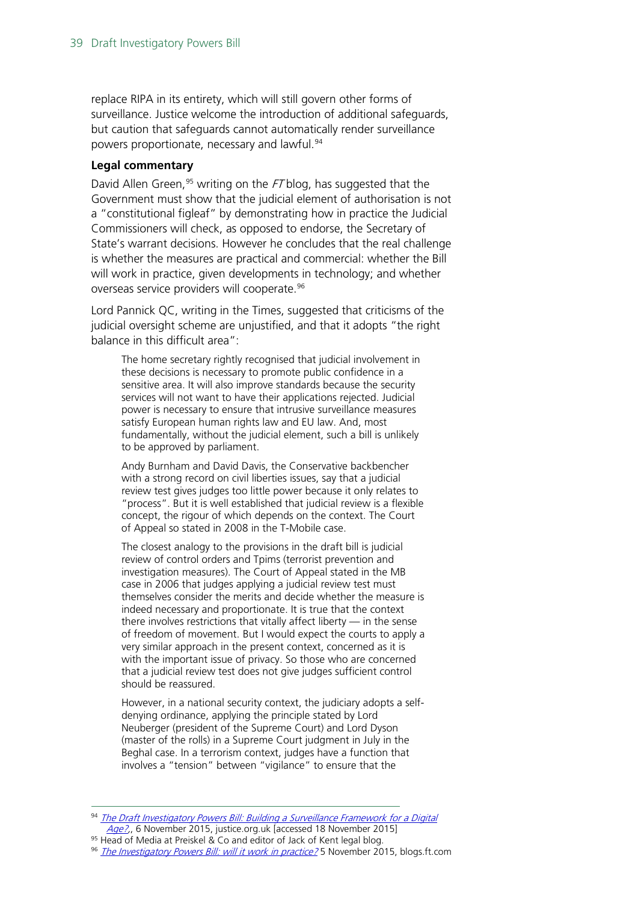replace RIPA in its entirety, which will still govern other forms of surveillance. Justice welcome the introduction of additional safeguards, but caution that safeguards cannot automatically render surveillance powers proportionate, necessary and lawful.[94]

**Legal commentary**

David Allen Green,[95] writing on the *FT* blog, has suggested that the Government must show that the judicial element of authorisation is not a "constitutional figleaf" by demonstrating how in practice the Judicial Commissioners will check, as opposed to endorse, the Secretary of State's warrant decisions. However he concludes that the real challenge is whether the measures are practical and commercial: whether the Bill will work in practice, given developments in technology; and whether overseas service providers will cooperate.[96]

Lord Pannick QC, writing in the Times, suggested that criticisms of the judicial oversight scheme are unjustified, and that it adopts "the right balance in this difficult area":

> The home secretary rightly recognised that judicial involvement in these decisions is necessary to promote public confidence in a sensitive area. It will also improve standards because the security services will not want to have their applications rejected. Judicial power is necessary to ensure that intrusive surveillance measures satisfy European human rights law and EU law. And, most fundamentally, without the judicial element, such a bill is unlikely to be approved by parliament.
>
> Andy Burnham and David Davis, the Conservative backbencher with a strong record on civil liberties issues, say that a judicial review test gives judges too little power because it only relates to "process". But it is well established that judicial review is a flexible concept, the rigour of which depends on the context. The Court of Appeal so stated in 2008 in the T-Mobile case.
>
> The closest analogy to the provisions in the draft bill is judicial review of control orders and Tpims (terrorist prevention and investigation measures). The Court of Appeal stated in the MB case in 2006 that judges applying a judicial review test must themselves consider the merits and decide whether the measure is indeed necessary and proportionate. It is true that the context there involves restrictions that vitally affect liberty — in the sense of freedom of movement. But I would expect the courts to apply a very similar approach in the present context, concerned as it is with the important issue of privacy. So those who are concerned that a judicial review test does not give judges sufficient control should be reassured.
>
> However, in a national security context, the judiciary adopts a self-denying ordinance, applying the principle stated by Lord Neuberger (president of the Supreme Court) and Lord Dyson (master of the rolls) in a Supreme Court judgment in July in the Beghal case. In a terrorism context, judges have a function that involves a "tension" between "vigilance" to ensure that the

---

[94] *The Draft Investigatory Powers Bill: Building a Surveillance Framework for a Digital Age?*, 6 November 2015, justice.org.uk [accessed 18 November 2015]

[95] Head of Media at Preiskel & Co and editor of Jack of Kent legal blog.

[96] *The Investigatory Powers Bill: will it work in practice?* 5 November 2015, blogs.ft.com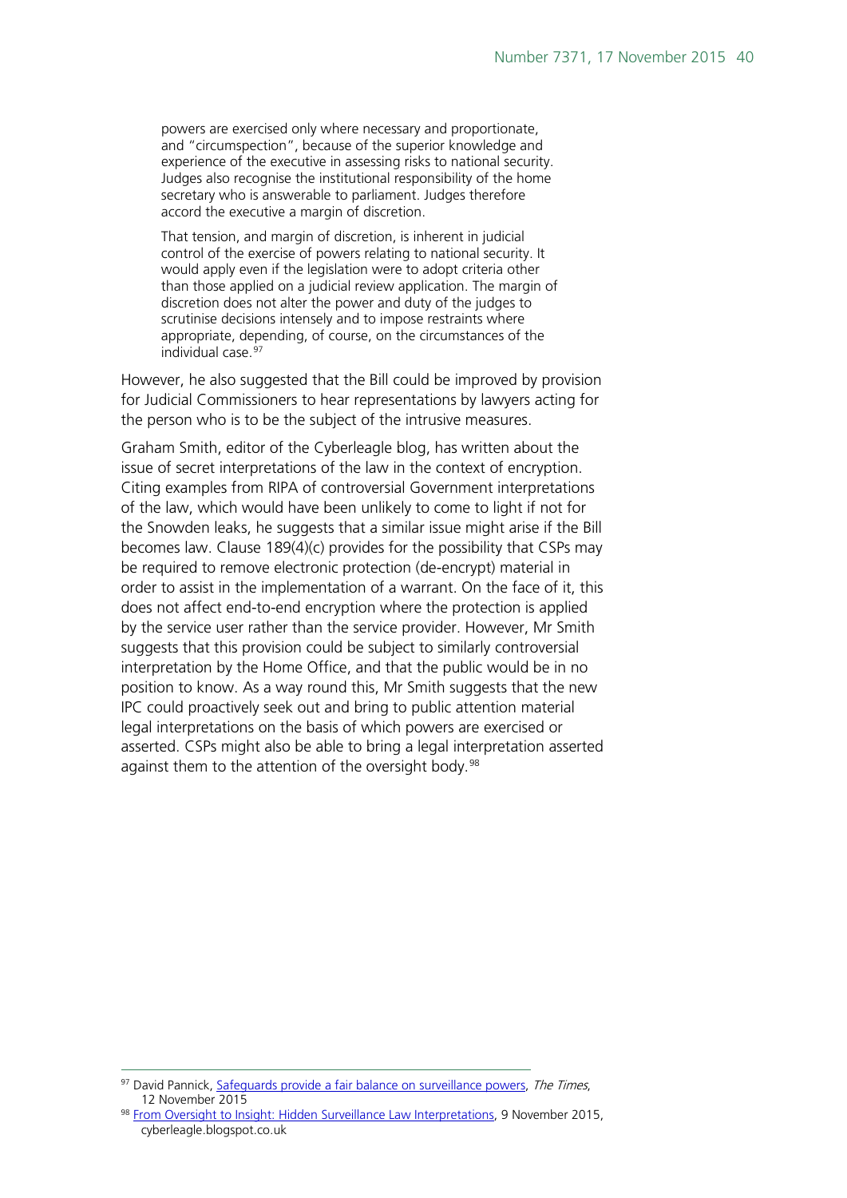> powers are exercised only where necessary and proportionate, and "circumspection", because of the superior knowledge and experience of the executive in assessing risks to national security. Judges also recognise the institutional responsibility of the home secretary who is answerable to parliament. Judges therefore accord the executive a margin of discretion.
>
> That tension, and margin of discretion, is inherent in judicial control of the exercise of powers relating to national security. It would apply even if the legislation were to adopt criteria other than those applied on a judicial review application. The margin of discretion does not alter the power and duty of the judges to scrutinise decisions intensely and to impose restraints where appropriate, depending, of course, on the circumstances of the individual case.[97]

However, he also suggested that the Bill could be improved by provision for Judicial Commissioners to hear representations by lawyers acting for the person who is to be the subject of the intrusive measures.

Graham Smith, editor of the Cyberleagle blog, has written about the issue of secret interpretations of the law in the context of encryption. Citing examples from RIPA of controversial Government interpretations of the law, which would have been unlikely to come to light if not for the Snowden leaks, he suggests that a similar issue might arise if the Bill becomes law. Clause 189(4)(c) provides for the possibility that CSPs may be required to remove electronic protection (de-encrypt) material in order to assist in the implementation of a warrant. On the face of it, this does not affect end-to-end encryption where the protection is applied by the service user rather than the service provider. However, Mr Smith suggests that this provision could be subject to similarly controversial interpretation by the Home Office, and that the public would be in no position to know. As a way round this, Mr Smith suggests that the new IPC could proactively seek out and bring to public attention material legal interpretations on the basis of which powers are exercised or asserted. CSPs might also be able to bring a legal interpretation asserted against them to the attention of the oversight body.[98]

---

[97] David Pannick, Safeguards provide a fair balance on surveillance powers, *The Times*, 12 November 2015

[98] From Oversight to Insight: Hidden Surveillance Law Interpretations, 9 November 2015, cyberleagle.blogspot.co.uk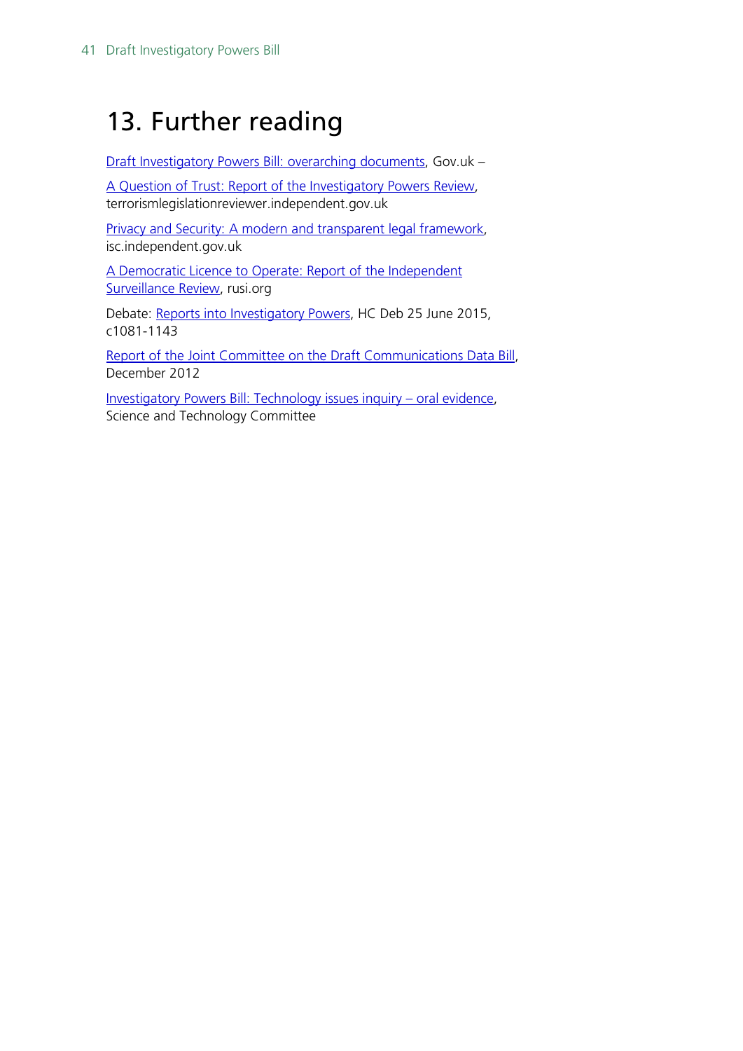# 13. Further reading

Draft Investigatory Powers Bill: overarching documents, Gov.uk –

A Question of Trust: Report of the Investigatory Powers Review, terrorismlegislationreviewer.independent.gov.uk

Privacy and Security: A modern and transparent legal framework, isc.independent.gov.uk

A Democratic Licence to Operate: Report of the Independent Surveillance Review, rusi.org

Debate: Reports into Investigatory Powers, HC Deb 25 June 2015, c1081-1143

Report of the Joint Committee on the Draft Communications Data Bill, December 2012

Investigatory Powers Bill: Technology issues inquiry – oral evidence, Science and Technology Committee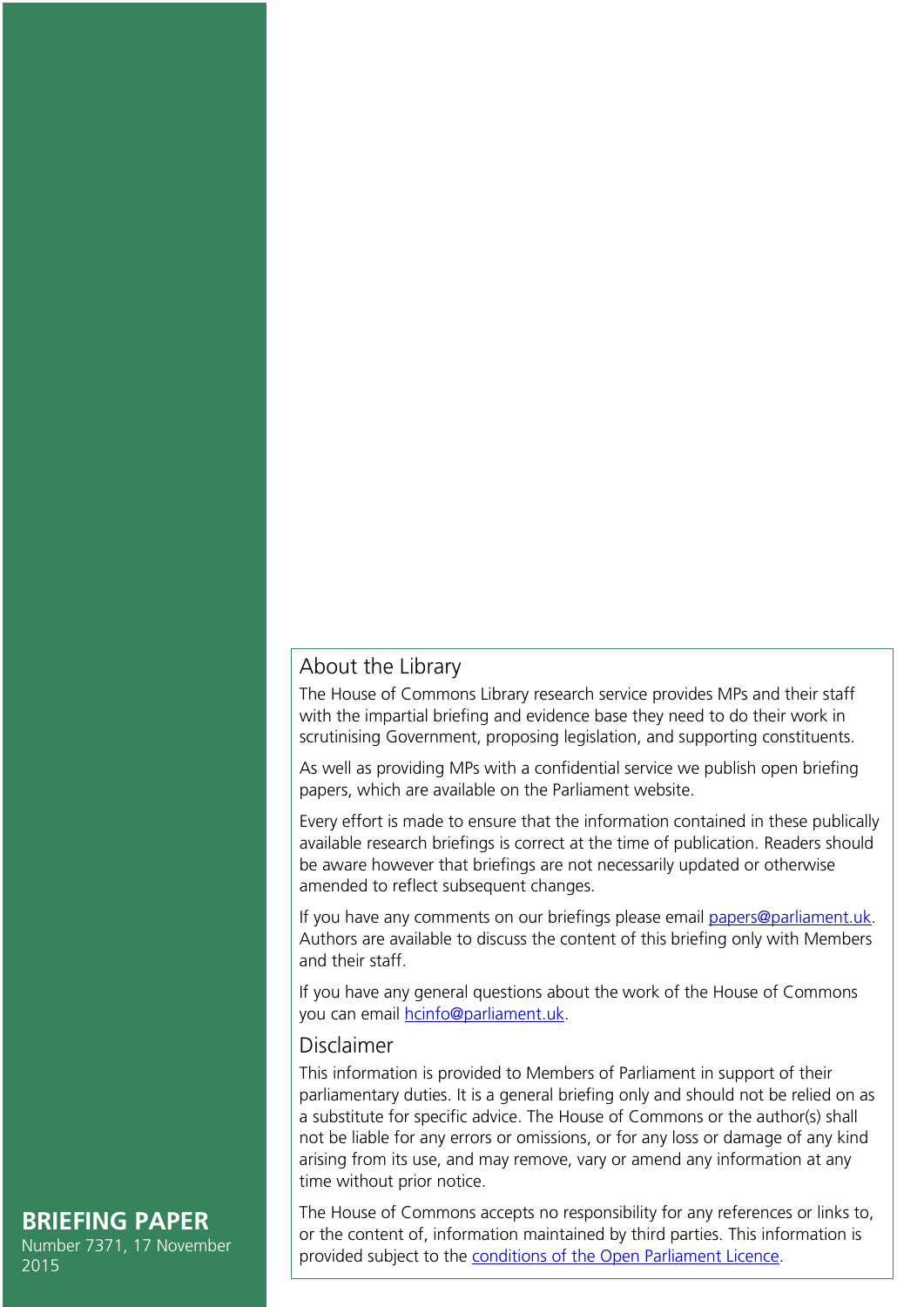## About the Library

The House of Commons Library research service provides MPs and their staff with the impartial briefing and evidence base they need to do their work in scrutinising Government, proposing legislation, and supporting constituents.

As well as providing MPs with a confidential service we publish open briefing papers, which are available on the Parliament website.

Every effort is made to ensure that the information contained in these publically available research briefings is correct at the time of publication. Readers should be aware however that briefings are not necessarily updated or otherwise amended to reflect subsequent changes.

If you have any comments on our briefings please email papers@parliament.uk. Authors are available to discuss the content of this briefing only with Members and their staff.

If you have any general questions about the work of the House of Commons you can email hcinfo@parliament.uk.

## Disclaimer

This information is provided to Members of Parliament in support of their parliamentary duties. It is a general briefing only and should not be relied on as a substitute for specific advice. The House of Commons or the author(s) shall not be liable for any errors or omissions, or for any loss or damage of any kind arising from its use, and may remove, vary or amend any information at any time without prior notice.

The House of Commons accepts no responsibility for any references or links to, or the content of, information maintained by third parties. This information is provided subject to the conditions of the Open Parliament Licence.

**BRIEFING PAPER**
Number 7371, 17 November 2015